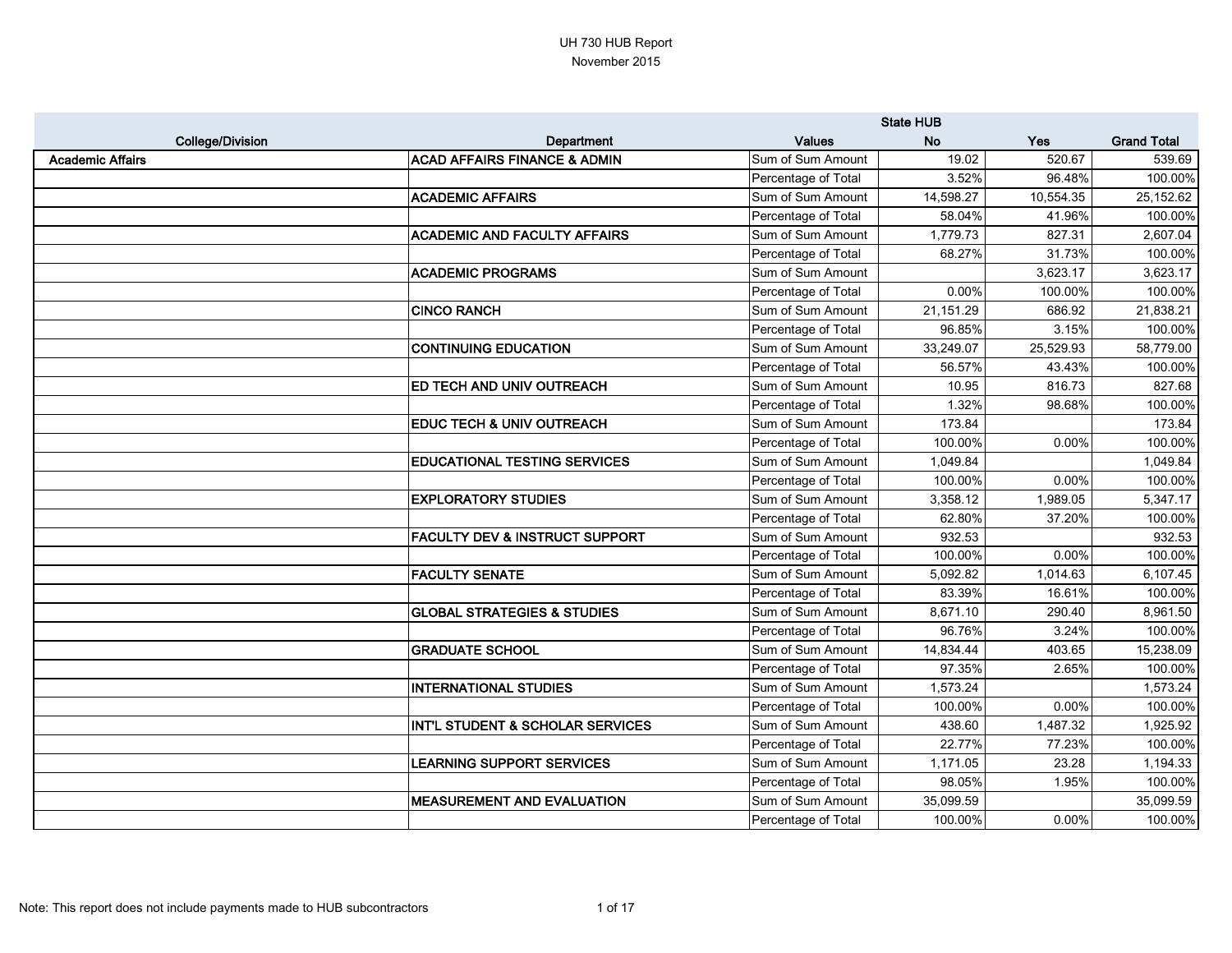# UH 730 HUB Report

November 2015

| College/Division | Department | Values | State HUB No | Yes | Grand Total |
|---|---|---|---|---|---|
| **Academic Affairs** | **ACAD AFFAIRS FINANCE & ADMIN** | Sum of Sum Amount | 19.02 | 520.67 | 539.69 |
| | | Percentage of Total | 3.52% | 96.48% | 100.00% |
| | **ACADEMIC AFFAIRS** | Sum of Sum Amount | 14,598.27 | 10,554.35 | 25,152.62 |
| | | Percentage of Total | 58.04% | 41.96% | 100.00% |
| | **ACADEMIC AND FACULTY AFFAIRS** | Sum of Sum Amount | 1,779.73 | 827.31 | 2,607.04 |
| | | Percentage of Total | 68.27% | 31.73% | 100.00% |
| | **ACADEMIC PROGRAMS** | Sum of Sum Amount | | 3,623.17 | 3,623.17 |
| | | Percentage of Total | 0.00% | 100.00% | 100.00% |
| | **CINCO RANCH** | Sum of Sum Amount | 21,151.29 | 686.92 | 21,838.21 |
| | | Percentage of Total | 96.85% | 3.15% | 100.00% |
| | **CONTINUING EDUCATION** | Sum of Sum Amount | 33,249.07 | 25,529.93 | 58,779.00 |
| | | Percentage of Total | 56.57% | 43.43% | 100.00% |
| | **ED TECH AND UNIV OUTREACH** | Sum of Sum Amount | 10.95 | 816.73 | 827.68 |
| | | Percentage of Total | 1.32% | 98.68% | 100.00% |
| | **EDUC TECH & UNIV OUTREACH** | Sum of Sum Amount | 173.84 | | 173.84 |
| | | Percentage of Total | 100.00% | 0.00% | 100.00% |
| | **EDUCATIONAL TESTING SERVICES** | Sum of Sum Amount | 1,049.84 | | 1,049.84 |
| | | Percentage of Total | 100.00% | 0.00% | 100.00% |
| | **EXPLORATORY STUDIES** | Sum of Sum Amount | 3,358.12 | 1,989.05 | 5,347.17 |
| | | Percentage of Total | 62.80% | 37.20% | 100.00% |
| | **FACULTY DEV & INSTRUCT SUPPORT** | Sum of Sum Amount | 932.53 | | 932.53 |
| | | Percentage of Total | 100.00% | 0.00% | 100.00% |
| | **FACULTY SENATE** | Sum of Sum Amount | 5,092.82 | 1,014.63 | 6,107.45 |
| | | Percentage of Total | 83.39% | 16.61% | 100.00% |
| | **GLOBAL STRATEGIES & STUDIES** | Sum of Sum Amount | 8,671.10 | 290.40 | 8,961.50 |
| | | Percentage of Total | 96.76% | 3.24% | 100.00% |
| | **GRADUATE SCHOOL** | Sum of Sum Amount | 14,834.44 | 403.65 | 15,238.09 |
| | | Percentage of Total | 97.35% | 2.65% | 100.00% |
| | **INTERNATIONAL STUDIES** | Sum of Sum Amount | 1,573.24 | | 1,573.24 |
| | | Percentage of Total | 100.00% | 0.00% | 100.00% |
| | **INT'L STUDENT & SCHOLAR SERVICES** | Sum of Sum Amount | 438.60 | 1,487.32 | 1,925.92 |
| | | Percentage of Total | 22.77% | 77.23% | 100.00% |
| | **LEARNING SUPPORT SERVICES** | Sum of Sum Amount | 1,171.05 | 23.28 | 1,194.33 |
| | | Percentage of Total | 98.05% | 1.95% | 100.00% |
| | **MEASUREMENT AND EVALUATION** | Sum of Sum Amount | 35,099.59 | | 35,099.59 |
| | | Percentage of Total | 100.00% | 0.00% | 100.00% |

Note: This report does not include payments made to HUB subcontractors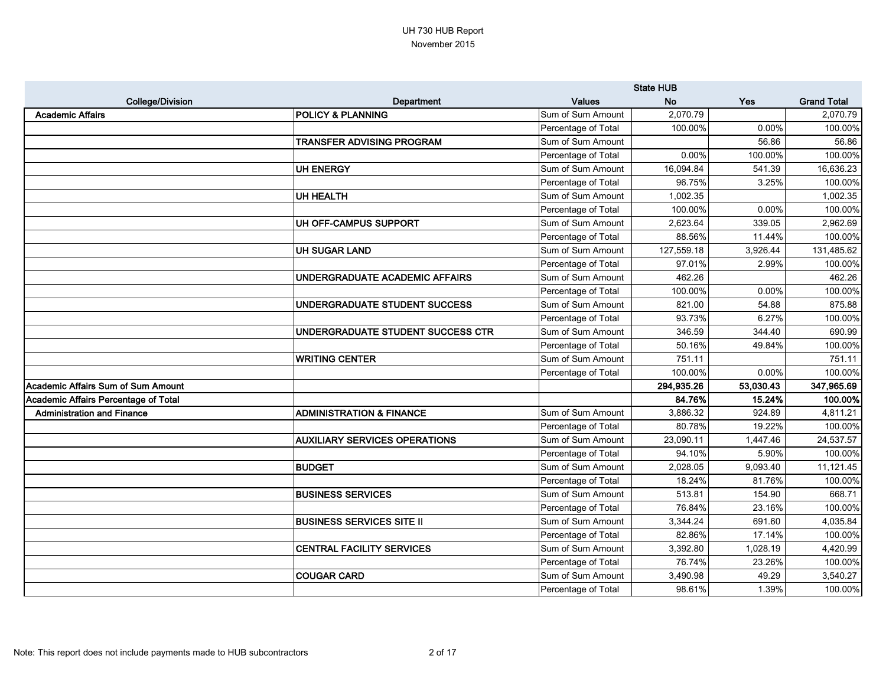# UH 730 HUB Report

November 2015

| College/Division | Department | Values | State HUB No | Yes | Grand Total |
|---|---|---|---|---|---|
| **Academic Affairs** | **POLICY & PLANNING** | Sum of Sum Amount | 2,070.79 | | 2,070.79 |
| | | Percentage of Total | 100.00% | 0.00% | 100.00% |
| | **TRANSFER ADVISING PROGRAM** | Sum of Sum Amount | | 56.86 | 56.86 |
| | | Percentage of Total | 0.00% | 100.00% | 100.00% |
| | **UH ENERGY** | Sum of Sum Amount | 16,094.84 | 541.39 | 16,636.23 |
| | | Percentage of Total | 96.75% | 3.25% | 100.00% |
| | **UH HEALTH** | Sum of Sum Amount | 1,002.35 | | 1,002.35 |
| | | Percentage of Total | 100.00% | 0.00% | 100.00% |
| | **UH OFF-CAMPUS SUPPORT** | Sum of Sum Amount | 2,623.64 | 339.05 | 2,962.69 |
| | | Percentage of Total | 88.56% | 11.44% | 100.00% |
| | **UH SUGAR LAND** | Sum of Sum Amount | 127,559.18 | 3,926.44 | 131,485.62 |
| | | Percentage of Total | 97.01% | 2.99% | 100.00% |
| | **UNDERGRADUATE ACADEMIC AFFAIRS** | Sum of Sum Amount | 462.26 | | 462.26 |
| | | Percentage of Total | 100.00% | 0.00% | 100.00% |
| | **UNDERGRADUATE STUDENT SUCCESS** | Sum of Sum Amount | 821.00 | 54.88 | 875.88 |
| | | Percentage of Total | 93.73% | 6.27% | 100.00% |
| | **UNDERGRADUATE STUDENT SUCCESS CTR** | Sum of Sum Amount | 346.59 | 344.40 | 690.99 |
| | | Percentage of Total | 50.16% | 49.84% | 100.00% |
| | **WRITING CENTER** | Sum of Sum Amount | 751.11 | | 751.11 |
| | | Percentage of Total | 100.00% | 0.00% | 100.00% |
| **Academic Affairs Sum of Sum Amount** | | | **294,935.26** | **53,030.43** | **347,965.69** |
| **Academic Affairs Percentage of Total** | | | **84.76%** | **15.24%** | **100.00%** |
| **Administration and Finance** | **ADMINISTRATION & FINANCE** | Sum of Sum Amount | 3,886.32 | 924.89 | 4,811.21 |
| | | Percentage of Total | 80.78% | 19.22% | 100.00% |
| | **AUXILIARY SERVICES OPERATIONS** | Sum of Sum Amount | 23,090.11 | 1,447.46 | 24,537.57 |
| | | Percentage of Total | 94.10% | 5.90% | 100.00% |
| | **BUDGET** | Sum of Sum Amount | 2,028.05 | 9,093.40 | 11,121.45 |
| | | Percentage of Total | 18.24% | 81.76% | 100.00% |
| | **BUSINESS SERVICES** | Sum of Sum Amount | 513.81 | 154.90 | 668.71 |
| | | Percentage of Total | 76.84% | 23.16% | 100.00% |
| | **BUSINESS SERVICES SITE II** | Sum of Sum Amount | 3,344.24 | 691.60 | 4,035.84 |
| | | Percentage of Total | 82.86% | 17.14% | 100.00% |
| | **CENTRAL FACILITY SERVICES** | Sum of Sum Amount | 3,392.80 | 1,028.19 | 4,420.99 |
| | | Percentage of Total | 76.74% | 23.26% | 100.00% |
| | **COUGAR CARD** | Sum of Sum Amount | 3,490.98 | 49.29 | 3,540.27 |
| | | Percentage of Total | 98.61% | 1.39% | 100.00% |

Note: This report does not include payments made to HUB subcontractors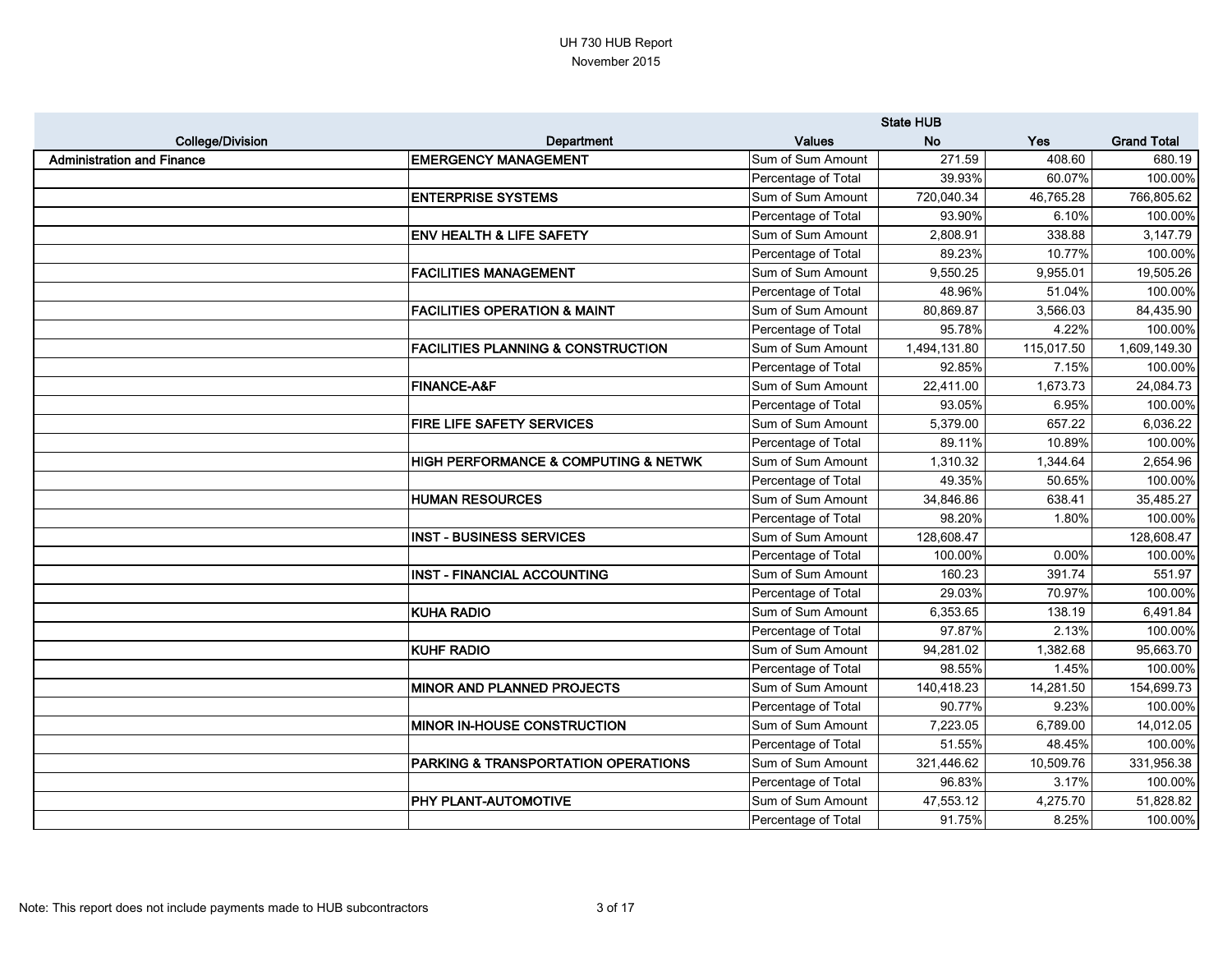UH 730 HUB Report
November 2015

| College/Division | Department | Values | State HUB No | Yes | Grand Total |
|---|---|---|---|---|---|
| **Administration and Finance** | **EMERGENCY MANAGEMENT** | Sum of Sum Amount | 271.59 | 408.60 | 680.19 |
| | | Percentage of Total | 39.93% | 60.07% | 100.00% |
| | **ENTERPRISE SYSTEMS** | Sum of Sum Amount | 720,040.34 | 46,765.28 | 766,805.62 |
| | | Percentage of Total | 93.90% | 6.10% | 100.00% |
| | **ENV HEALTH & LIFE SAFETY** | Sum of Sum Amount | 2,808.91 | 338.88 | 3,147.79 |
| | | Percentage of Total | 89.23% | 10.77% | 100.00% |
| | **FACILITIES MANAGEMENT** | Sum of Sum Amount | 9,550.25 | 9,955.01 | 19,505.26 |
| | | Percentage of Total | 48.96% | 51.04% | 100.00% |
| | **FACILITIES OPERATION & MAINT** | Sum of Sum Amount | 80,869.87 | 3,566.03 | 84,435.90 |
| | | Percentage of Total | 95.78% | 4.22% | 100.00% |
| | **FACILITIES PLANNING & CONSTRUCTION** | Sum of Sum Amount | 1,494,131.80 | 115,017.50 | 1,609,149.30 |
| | | Percentage of Total | 92.85% | 7.15% | 100.00% |
| | **FINANCE-A&F** | Sum of Sum Amount | 22,411.00 | 1,673.73 | 24,084.73 |
| | | Percentage of Total | 93.05% | 6.95% | 100.00% |
| | **FIRE LIFE SAFETY SERVICES** | Sum of Sum Amount | 5,379.00 | 657.22 | 6,036.22 |
| | | Percentage of Total | 89.11% | 10.89% | 100.00% |
| | **HIGH PERFORMANCE & COMPUTING & NETWK** | Sum of Sum Amount | 1,310.32 | 1,344.64 | 2,654.96 |
| | | Percentage of Total | 49.35% | 50.65% | 100.00% |
| | **HUMAN RESOURCES** | Sum of Sum Amount | 34,846.86 | 638.41 | 35,485.27 |
| | | Percentage of Total | 98.20% | 1.80% | 100.00% |
| | **INST - BUSINESS SERVICES** | Sum of Sum Amount | 128,608.47 | | 128,608.47 |
| | | Percentage of Total | 100.00% | 0.00% | 100.00% |
| | **INST - FINANCIAL ACCOUNTING** | Sum of Sum Amount | 160.23 | 391.74 | 551.97 |
| | | Percentage of Total | 29.03% | 70.97% | 100.00% |
| | **KUHA RADIO** | Sum of Sum Amount | 6,353.65 | 138.19 | 6,491.84 |
| | | Percentage of Total | 97.87% | 2.13% | 100.00% |
| | **KUHF RADIO** | Sum of Sum Amount | 94,281.02 | 1,382.68 | 95,663.70 |
| | | Percentage of Total | 98.55% | 1.45% | 100.00% |
| | **MINOR AND PLANNED PROJECTS** | Sum of Sum Amount | 140,418.23 | 14,281.50 | 154,699.73 |
| | | Percentage of Total | 90.77% | 9.23% | 100.00% |
| | **MINOR IN-HOUSE CONSTRUCTION** | Sum of Sum Amount | 7,223.05 | 6,789.00 | 14,012.05 |
| | | Percentage of Total | 51.55% | 48.45% | 100.00% |
| | **PARKING & TRANSPORTATION OPERATIONS** | Sum of Sum Amount | 321,446.62 | 10,509.76 | 331,956.38 |
| | | Percentage of Total | 96.83% | 3.17% | 100.00% |
| | **PHY PLANT-AUTOMOTIVE** | Sum of Sum Amount | 47,553.12 | 4,275.70 | 51,828.82 |
| | | Percentage of Total | 91.75% | 8.25% | 100.00% |

Note: This report does not include payments made to HUB subcontractors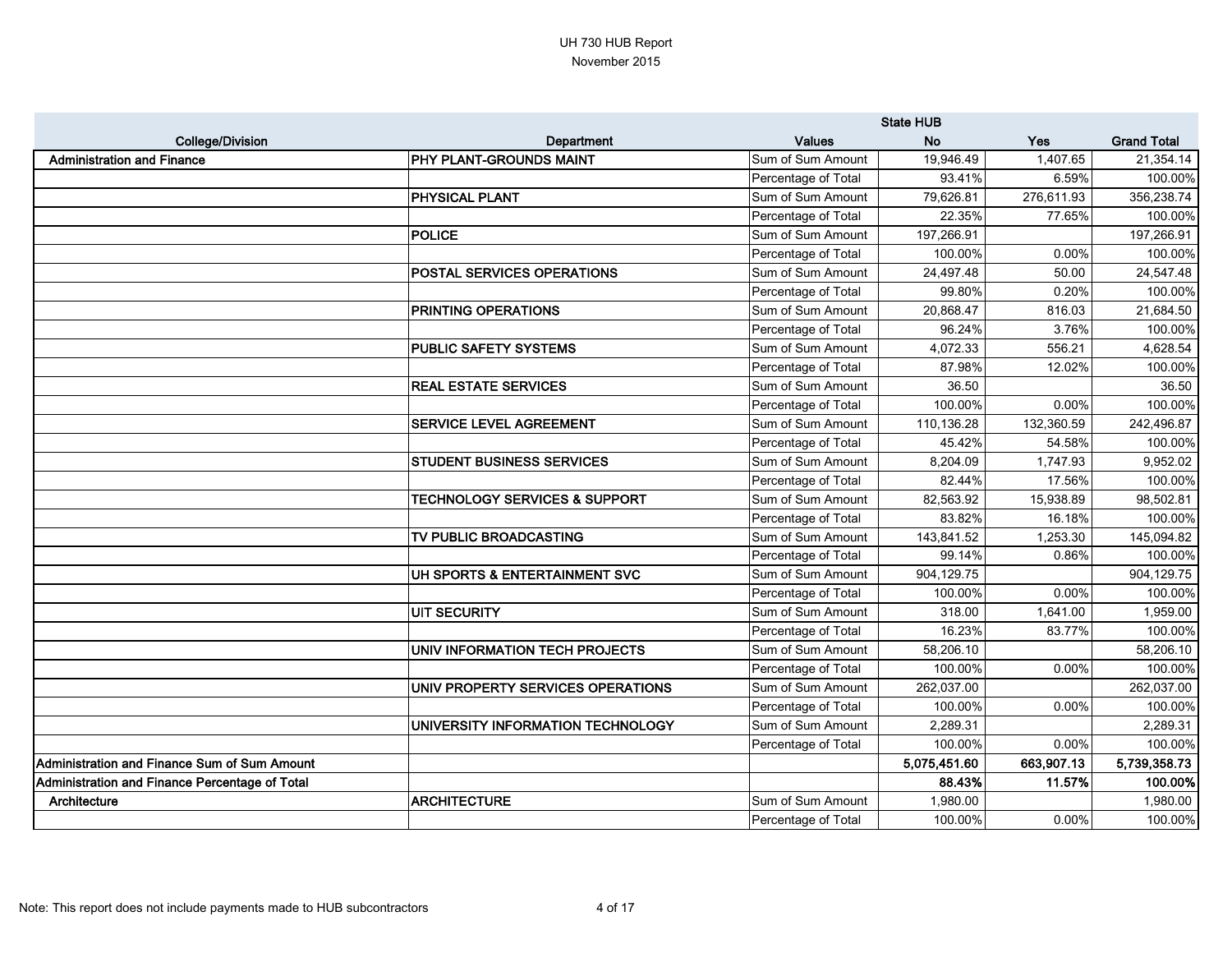# UH 730 HUB Report

November 2015

| College/Division | Department | Values | State HUB No | Yes | Grand Total |
|---|---|---|---|---|---|
| Administration and Finance | PHY PLANT-GROUNDS MAINT | Sum of Sum Amount | 19,946.49 | 1,407.65 | 21,354.14 |
| | | Percentage of Total | 93.41% | 6.59% | 100.00% |
| | PHYSICAL PLANT | Sum of Sum Amount | 79,626.81 | 276,611.93 | 356,238.74 |
| | | Percentage of Total | 22.35% | 77.65% | 100.00% |
| | POLICE | Sum of Sum Amount | 197,266.91 | | 197,266.91 |
| | | Percentage of Total | 100.00% | 0.00% | 100.00% |
| | POSTAL SERVICES OPERATIONS | Sum of Sum Amount | 24,497.48 | 50.00 | 24,547.48 |
| | | Percentage of Total | 99.80% | 0.20% | 100.00% |
| | PRINTING OPERATIONS | Sum of Sum Amount | 20,868.47 | 816.03 | 21,684.50 |
| | | Percentage of Total | 96.24% | 3.76% | 100.00% |
| | PUBLIC SAFETY SYSTEMS | Sum of Sum Amount | 4,072.33 | 556.21 | 4,628.54 |
| | | Percentage of Total | 87.98% | 12.02% | 100.00% |
| | REAL ESTATE SERVICES | Sum of Sum Amount | 36.50 | | 36.50 |
| | | Percentage of Total | 100.00% | 0.00% | 100.00% |
| | SERVICE LEVEL AGREEMENT | Sum of Sum Amount | 110,136.28 | 132,360.59 | 242,496.87 |
| | | Percentage of Total | 45.42% | 54.58% | 100.00% |
| | STUDENT BUSINESS SERVICES | Sum of Sum Amount | 8,204.09 | 1,747.93 | 9,952.02 |
| | | Percentage of Total | 82.44% | 17.56% | 100.00% |
| | TECHNOLOGY SERVICES & SUPPORT | Sum of Sum Amount | 82,563.92 | 15,938.89 | 98,502.81 |
| | | Percentage of Total | 83.82% | 16.18% | 100.00% |
| | TV PUBLIC BROADCASTING | Sum of Sum Amount | 143,841.52 | 1,253.30 | 145,094.82 |
| | | Percentage of Total | 99.14% | 0.86% | 100.00% |
| | UH SPORTS & ENTERTAINMENT SVC | Sum of Sum Amount | 904,129.75 | | 904,129.75 |
| | | Percentage of Total | 100.00% | 0.00% | 100.00% |
| | UIT SECURITY | Sum of Sum Amount | 318.00 | 1,641.00 | 1,959.00 |
| | | Percentage of Total | 16.23% | 83.77% | 100.00% |
| | UNIV INFORMATION TECH PROJECTS | Sum of Sum Amount | 58,206.10 | | 58,206.10 |
| | | Percentage of Total | 100.00% | 0.00% | 100.00% |
| | UNIV PROPERTY SERVICES OPERATIONS | Sum of Sum Amount | 262,037.00 | | 262,037.00 |
| | | Percentage of Total | 100.00% | 0.00% | 100.00% |
| | UNIVERSITY INFORMATION TECHNOLOGY | Sum of Sum Amount | 2,289.31 | | 2,289.31 |
| | | Percentage of Total | 100.00% | 0.00% | 100.00% |
| **Administration and Finance Sum of Sum Amount** | | | **5,075,451.60** | **663,907.13** | **5,739,358.73** |
| **Administration and Finance Percentage of Total** | | | **88.43%** | **11.57%** | **100.00%** |
| Architecture | ARCHITECTURE | Sum of Sum Amount | 1,980.00 | | 1,980.00 |
| | | Percentage of Total | 100.00% | 0.00% | 100.00% |

Note: This report does not include payments made to HUB subcontractors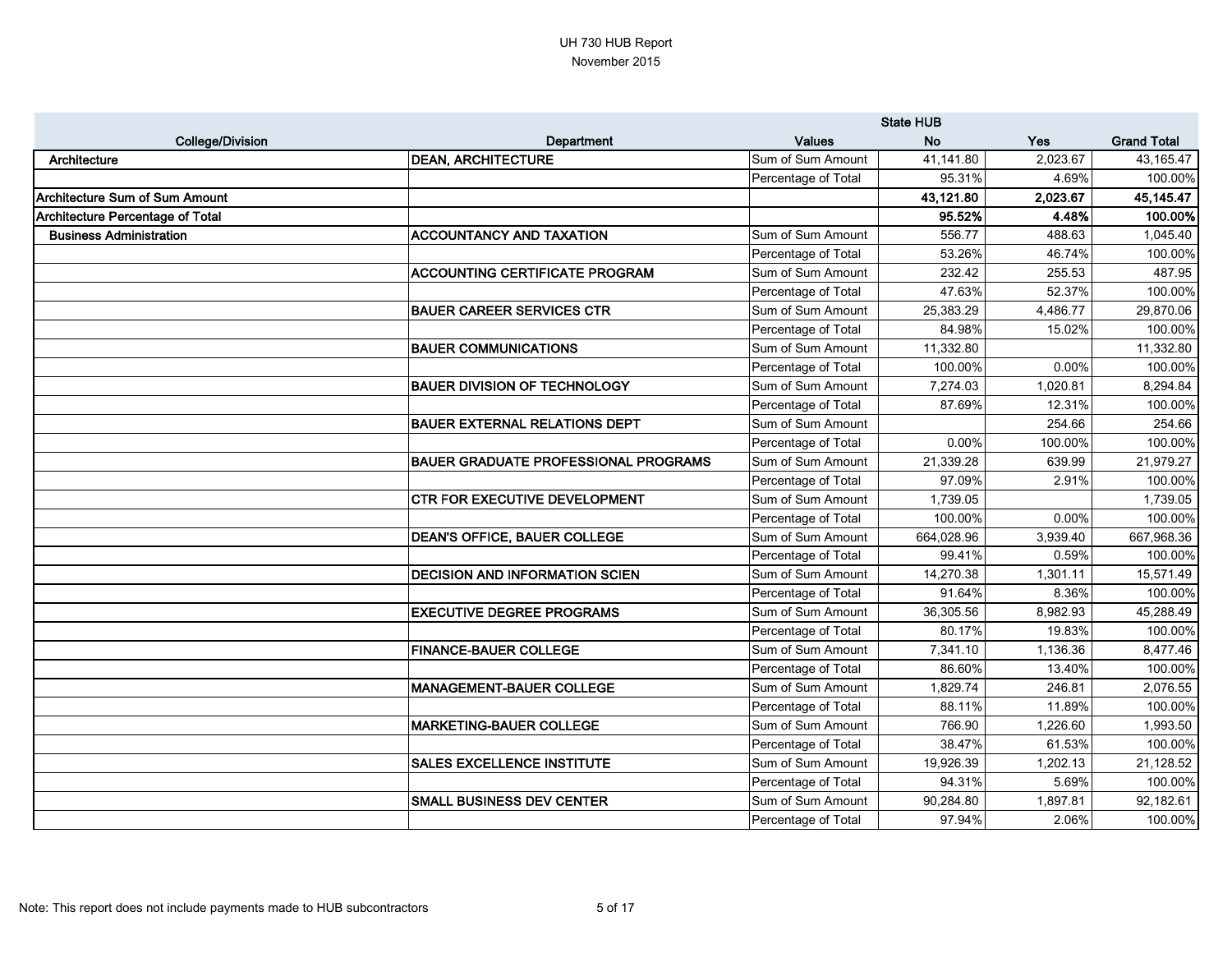UH 730 HUB Report
November 2015

| College/Division | Department | Values | State HUB No | Yes | Grand Total |
|---|---|---|---|---|---|
| Architecture | DEAN, ARCHITECTURE | Sum of Sum Amount | 41,141.80 | 2,023.67 | 43,165.47 |
| | | Percentage of Total | 95.31% | 4.69% | 100.00% |
| **Architecture Sum of Sum Amount** | | | **43,121.80** | **2,023.67** | **45,145.47** |
| **Architecture Percentage of Total** | | | **95.52%** | **4.48%** | **100.00%** |
| Business Administration | ACCOUNTANCY AND TAXATION | Sum of Sum Amount | 556.77 | 488.63 | 1,045.40 |
| | | Percentage of Total | 53.26% | 46.74% | 100.00% |
| | ACCOUNTING CERTIFICATE PROGRAM | Sum of Sum Amount | 232.42 | 255.53 | 487.95 |
| | | Percentage of Total | 47.63% | 52.37% | 100.00% |
| | BAUER CAREER SERVICES CTR | Sum of Sum Amount | 25,383.29 | 4,486.77 | 29,870.06 |
| | | Percentage of Total | 84.98% | 15.02% | 100.00% |
| | BAUER COMMUNICATIONS | Sum of Sum Amount | 11,332.80 | | 11,332.80 |
| | | Percentage of Total | 100.00% | 0.00% | 100.00% |
| | BAUER DIVISION OF TECHNOLOGY | Sum of Sum Amount | 7,274.03 | 1,020.81 | 8,294.84 |
| | | Percentage of Total | 87.69% | 12.31% | 100.00% |
| | BAUER EXTERNAL RELATIONS DEPT | Sum of Sum Amount | | 254.66 | 254.66 |
| | | Percentage of Total | 0.00% | 100.00% | 100.00% |
| | BAUER GRADUATE PROFESSIONAL PROGRAMS | Sum of Sum Amount | 21,339.28 | 639.99 | 21,979.27 |
| | | Percentage of Total | 97.09% | 2.91% | 100.00% |
| | CTR FOR EXECUTIVE DEVELOPMENT | Sum of Sum Amount | 1,739.05 | | 1,739.05 |
| | | Percentage of Total | 100.00% | 0.00% | 100.00% |
| | DEAN'S OFFICE, BAUER COLLEGE | Sum of Sum Amount | 664,028.96 | 3,939.40 | 667,968.36 |
| | | Percentage of Total | 99.41% | 0.59% | 100.00% |
| | DECISION AND INFORMATION SCIEN | Sum of Sum Amount | 14,270.38 | 1,301.11 | 15,571.49 |
| | | Percentage of Total | 91.64% | 8.36% | 100.00% |
| | EXECUTIVE DEGREE PROGRAMS | Sum of Sum Amount | 36,305.56 | 8,982.93 | 45,288.49 |
| | | Percentage of Total | 80.17% | 19.83% | 100.00% |
| | FINANCE-BAUER COLLEGE | Sum of Sum Amount | 7,341.10 | 1,136.36 | 8,477.46 |
| | | Percentage of Total | 86.60% | 13.40% | 100.00% |
| | MANAGEMENT-BAUER COLLEGE | Sum of Sum Amount | 1,829.74 | 246.81 | 2,076.55 |
| | | Percentage of Total | 88.11% | 11.89% | 100.00% |
| | MARKETING-BAUER COLLEGE | Sum of Sum Amount | 766.90 | 1,226.60 | 1,993.50 |
| | | Percentage of Total | 38.47% | 61.53% | 100.00% |
| | SALES EXCELLENCE INSTITUTE | Sum of Sum Amount | 19,926.39 | 1,202.13 | 21,128.52 |
| | | Percentage of Total | 94.31% | 5.69% | 100.00% |
| | SMALL BUSINESS DEV CENTER | Sum of Sum Amount | 90,284.80 | 1,897.81 | 92,182.61 |
| | | Percentage of Total | 97.94% | 2.06% | 100.00% |

Note: This report does not include payments made to HUB subcontractors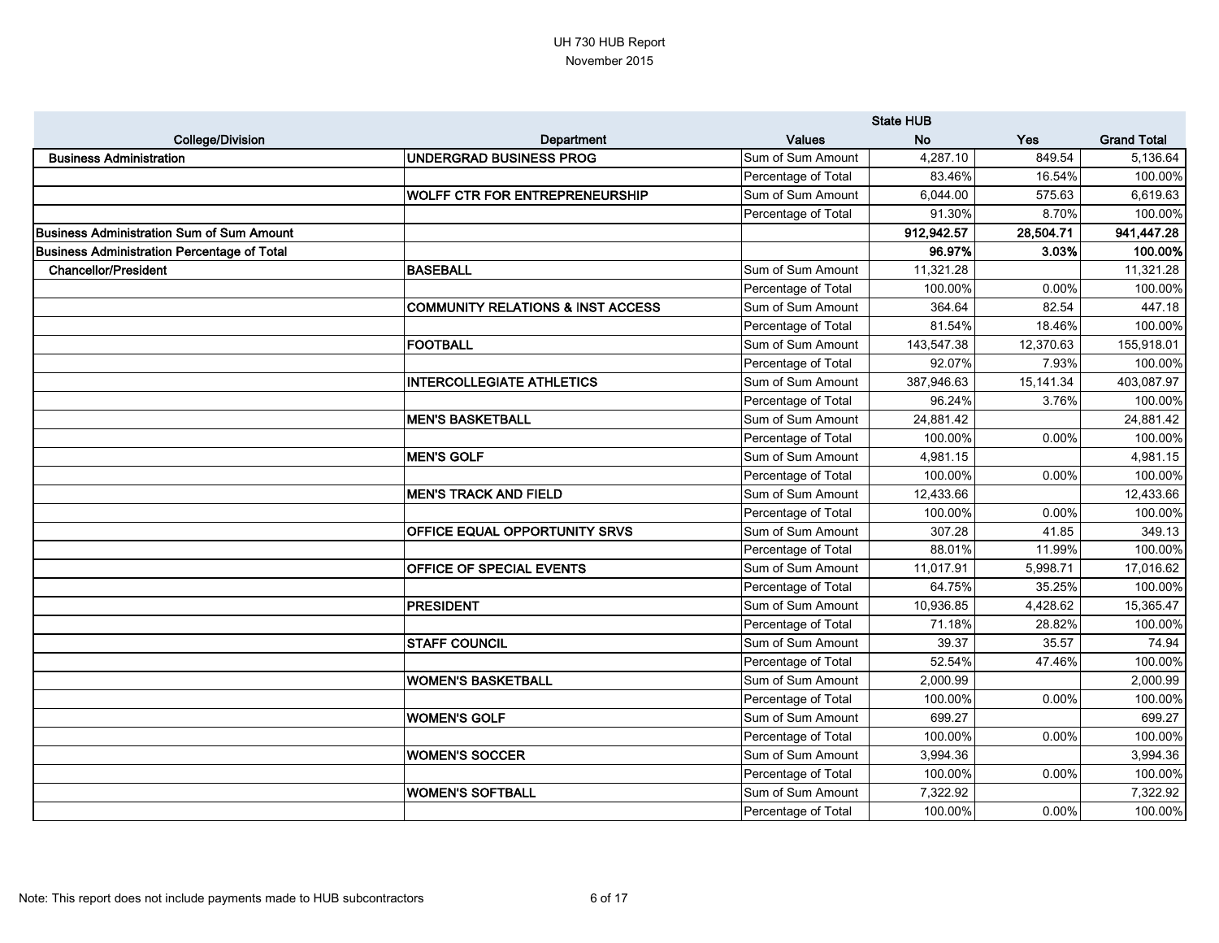UH 730 HUB Report
November 2015

| College/Division | Department | Values | State HUB No | Yes | Grand Total |
|---|---|---|---|---|---|
| **Business Administration** | **UNDERGRAD BUSINESS PROG** | Sum of Sum Amount | 4,287.10 | 849.54 | 5,136.64 |
| | | Percentage of Total | 83.46% | 16.54% | 100.00% |
| | **WOLFF CTR FOR ENTREPRENEURSHIP** | Sum of Sum Amount | 6,044.00 | 575.63 | 6,619.63 |
| | | Percentage of Total | 91.30% | 8.70% | 100.00% |
| **Business Administration Sum of Sum Amount** | | | **912,942.57** | **28,504.71** | **941,447.28** |
| **Business Administration Percentage of Total** | | | **96.97%** | **3.03%** | **100.00%** |
| **Chancellor/President** | **BASEBALL** | Sum of Sum Amount | 11,321.28 | | 11,321.28 |
| | | Percentage of Total | 100.00% | 0.00% | 100.00% |
| | **COMMUNITY RELATIONS & INST ACCESS** | Sum of Sum Amount | 364.64 | 82.54 | 447.18 |
| | | Percentage of Total | 81.54% | 18.46% | 100.00% |
| | **FOOTBALL** | Sum of Sum Amount | 143,547.38 | 12,370.63 | 155,918.01 |
| | | Percentage of Total | 92.07% | 7.93% | 100.00% |
| | **INTERCOLLEGIATE ATHLETICS** | Sum of Sum Amount | 387,946.63 | 15,141.34 | 403,087.97 |
| | | Percentage of Total | 96.24% | 3.76% | 100.00% |
| | **MEN'S BASKETBALL** | Sum of Sum Amount | 24,881.42 | | 24,881.42 |
| | | Percentage of Total | 100.00% | 0.00% | 100.00% |
| | **MEN'S GOLF** | Sum of Sum Amount | 4,981.15 | | 4,981.15 |
| | | Percentage of Total | 100.00% | 0.00% | 100.00% |
| | **MEN'S TRACK AND FIELD** | Sum of Sum Amount | 12,433.66 | | 12,433.66 |
| | | Percentage of Total | 100.00% | 0.00% | 100.00% |
| | **OFFICE EQUAL OPPORTUNITY SRVS** | Sum of Sum Amount | 307.28 | 41.85 | 349.13 |
| | | Percentage of Total | 88.01% | 11.99% | 100.00% |
| | **OFFICE OF SPECIAL EVENTS** | Sum of Sum Amount | 11,017.91 | 5,998.71 | 17,016.62 |
| | | Percentage of Total | 64.75% | 35.25% | 100.00% |
| | **PRESIDENT** | Sum of Sum Amount | 10,936.85 | 4,428.62 | 15,365.47 |
| | | Percentage of Total | 71.18% | 28.82% | 100.00% |
| | **STAFF COUNCIL** | Sum of Sum Amount | 39.37 | 35.57 | 74.94 |
| | | Percentage of Total | 52.54% | 47.46% | 100.00% |
| | **WOMEN'S BASKETBALL** | Sum of Sum Amount | 2,000.99 | | 2,000.99 |
| | | Percentage of Total | 100.00% | 0.00% | 100.00% |
| | **WOMEN'S GOLF** | Sum of Sum Amount | 699.27 | | 699.27 |
| | | Percentage of Total | 100.00% | 0.00% | 100.00% |
| | **WOMEN'S SOCCER** | Sum of Sum Amount | 3,994.36 | | 3,994.36 |
| | | Percentage of Total | 100.00% | 0.00% | 100.00% |
| | **WOMEN'S SOFTBALL** | Sum of Sum Amount | 7,322.92 | | 7,322.92 |
| | | Percentage of Total | 100.00% | 0.00% | 100.00% |

Note: This report does not include payments made to HUB subcontractors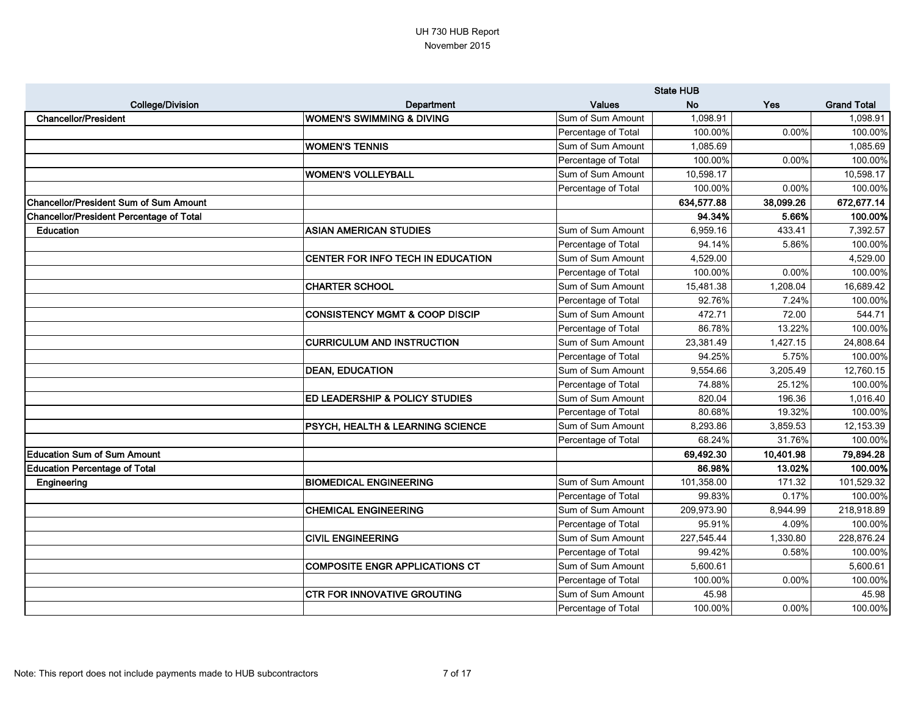UH 730 HUB Report
November 2015

| College/Division | Department | Values | State HUB No | Yes | Grand Total |
|---|---|---|---|---|---|
| **Chancellor/President** | **WOMEN'S SWIMMING & DIVING** | Sum of Sum Amount | 1,098.91 | | 1,098.91 |
| | | Percentage of Total | 100.00% | 0.00% | 100.00% |
| | **WOMEN'S TENNIS** | Sum of Sum Amount | 1,085.69 | | 1,085.69 |
| | | Percentage of Total | 100.00% | 0.00% | 100.00% |
| | **WOMEN'S VOLLEYBALL** | Sum of Sum Amount | 10,598.17 | | 10,598.17 |
| | | Percentage of Total | 100.00% | 0.00% | 100.00% |
| **Chancellor/President Sum of Sum Amount** | | | **634,577.88** | **38,099.26** | **672,677.14** |
| **Chancellor/President Percentage of Total** | | | **94.34%** | **5.66%** | **100.00%** |
| **Education** | **ASIAN AMERICAN STUDIES** | Sum of Sum Amount | 6,959.16 | 433.41 | 7,392.57 |
| | | Percentage of Total | 94.14% | 5.86% | 100.00% |
| | **CENTER FOR INFO TECH IN EDUCATION** | Sum of Sum Amount | 4,529.00 | | 4,529.00 |
| | | Percentage of Total | 100.00% | 0.00% | 100.00% |
| | **CHARTER SCHOOL** | Sum of Sum Amount | 15,481.38 | 1,208.04 | 16,689.42 |
| | | Percentage of Total | 92.76% | 7.24% | 100.00% |
| | **CONSISTENCY MGMT & COOP DISCIP** | Sum of Sum Amount | 472.71 | 72.00 | 544.71 |
| | | Percentage of Total | 86.78% | 13.22% | 100.00% |
| | **CURRICULUM AND INSTRUCTION** | Sum of Sum Amount | 23,381.49 | 1,427.15 | 24,808.64 |
| | | Percentage of Total | 94.25% | 5.75% | 100.00% |
| | **DEAN, EDUCATION** | Sum of Sum Amount | 9,554.66 | 3,205.49 | 12,760.15 |
| | | Percentage of Total | 74.88% | 25.12% | 100.00% |
| | **ED LEADERSHIP & POLICY STUDIES** | Sum of Sum Amount | 820.04 | 196.36 | 1,016.40 |
| | | Percentage of Total | 80.68% | 19.32% | 100.00% |
| | **PSYCH, HEALTH & LEARNING SCIENCE** | Sum of Sum Amount | 8,293.86 | 3,859.53 | 12,153.39 |
| | | Percentage of Total | 68.24% | 31.76% | 100.00% |
| **Education Sum of Sum Amount** | | | **69,492.30** | **10,401.98** | **79,894.28** |
| **Education Percentage of Total** | | | **86.98%** | **13.02%** | **100.00%** |
| **Engineering** | **BIOMEDICAL ENGINEERING** | Sum of Sum Amount | 101,358.00 | 171.32 | 101,529.32 |
| | | Percentage of Total | 99.83% | 0.17% | 100.00% |
| | **CHEMICAL ENGINEERING** | Sum of Sum Amount | 209,973.90 | 8,944.99 | 218,918.89 |
| | | Percentage of Total | 95.91% | 4.09% | 100.00% |
| | **CIVIL ENGINEERING** | Sum of Sum Amount | 227,545.44 | 1,330.80 | 228,876.24 |
| | | Percentage of Total | 99.42% | 0.58% | 100.00% |
| | **COMPOSITE ENGR APPLICATIONS CT** | Sum of Sum Amount | 5,600.61 | | 5,600.61 |
| | | Percentage of Total | 100.00% | 0.00% | 100.00% |
| | **CTR FOR INNOVATIVE GROUTING** | Sum of Sum Amount | 45.98 | | 45.98 |
| | | Percentage of Total | 100.00% | 0.00% | 100.00% |

Note: This report does not include payments made to HUB subcontractors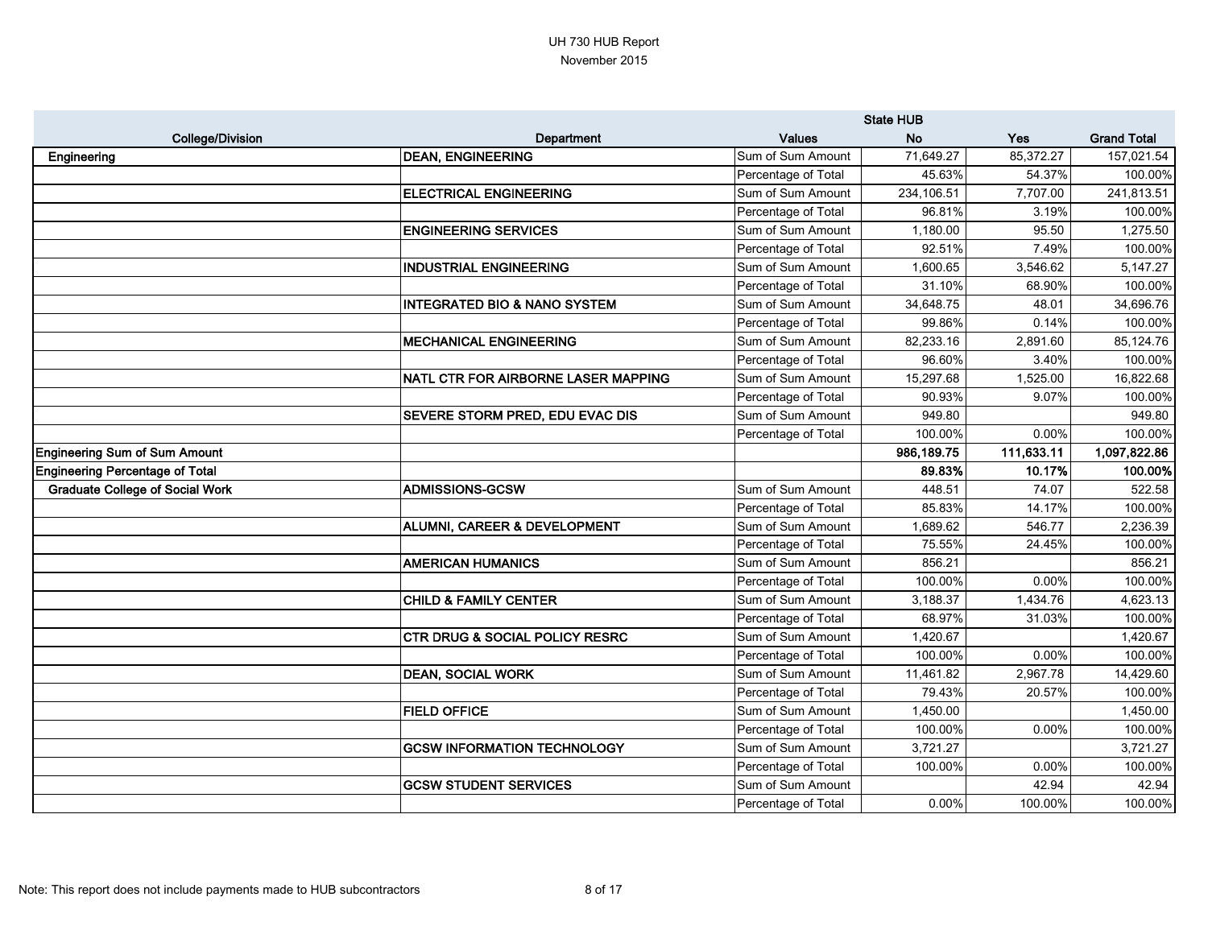# UH 730 HUB Report

November 2015

| College/Division | Department | Values | State HUB No | Yes | Grand Total |
|---|---|---|---|---|---|
| Engineering | DEAN, ENGINEERING | Sum of Sum Amount | 71,649.27 | 85,372.27 | 157,021.54 |
| | | Percentage of Total | 45.63% | 54.37% | 100.00% |
| | ELECTRICAL ENGINEERING | Sum of Sum Amount | 234,106.51 | 7,707.00 | 241,813.51 |
| | | Percentage of Total | 96.81% | 3.19% | 100.00% |
| | ENGINEERING SERVICES | Sum of Sum Amount | 1,180.00 | 95.50 | 1,275.50 |
| | | Percentage of Total | 92.51% | 7.49% | 100.00% |
| | INDUSTRIAL ENGINEERING | Sum of Sum Amount | 1,600.65 | 3,546.62 | 5,147.27 |
| | | Percentage of Total | 31.10% | 68.90% | 100.00% |
| | INTEGRATED BIO & NANO SYSTEM | Sum of Sum Amount | 34,648.75 | 48.01 | 34,696.76 |
| | | Percentage of Total | 99.86% | 0.14% | 100.00% |
| | MECHANICAL ENGINEERING | Sum of Sum Amount | 82,233.16 | 2,891.60 | 85,124.76 |
| | | Percentage of Total | 96.60% | 3.40% | 100.00% |
| | NATL CTR FOR AIRBORNE LASER MAPPING | Sum of Sum Amount | 15,297.68 | 1,525.00 | 16,822.68 |
| | | Percentage of Total | 90.93% | 9.07% | 100.00% |
| | SEVERE STORM PRED, EDU EVAC DIS | Sum of Sum Amount | 949.80 | | 949.80 |
| | | Percentage of Total | 100.00% | 0.00% | 100.00% |
| **Engineering Sum of Sum Amount** | | | **986,189.75** | **111,633.11** | **1,097,822.86** |
| **Engineering Percentage of Total** | | | **89.83%** | **10.17%** | **100.00%** |
| Graduate College of Social Work | ADMISSIONS-GCSW | Sum of Sum Amount | 448.51 | 74.07 | 522.58 |
| | | Percentage of Total | 85.83% | 14.17% | 100.00% |
| | ALUMNI, CAREER & DEVELOPMENT | Sum of Sum Amount | 1,689.62 | 546.77 | 2,236.39 |
| | | Percentage of Total | 75.55% | 24.45% | 100.00% |
| | AMERICAN HUMANICS | Sum of Sum Amount | 856.21 | | 856.21 |
| | | Percentage of Total | 100.00% | 0.00% | 100.00% |
| | CHILD & FAMILY CENTER | Sum of Sum Amount | 3,188.37 | 1,434.76 | 4,623.13 |
| | | Percentage of Total | 68.97% | 31.03% | 100.00% |
| | CTR DRUG & SOCIAL POLICY RESRC | Sum of Sum Amount | 1,420.67 | | 1,420.67 |
| | | Percentage of Total | 100.00% | 0.00% | 100.00% |
| | DEAN, SOCIAL WORK | Sum of Sum Amount | 11,461.82 | 2,967.78 | 14,429.60 |
| | | Percentage of Total | 79.43% | 20.57% | 100.00% |
| | FIELD OFFICE | Sum of Sum Amount | 1,450.00 | | 1,450.00 |
| | | Percentage of Total | 100.00% | 0.00% | 100.00% |
| | GCSW INFORMATION TECHNOLOGY | Sum of Sum Amount | 3,721.27 | | 3,721.27 |
| | | Percentage of Total | 100.00% | 0.00% | 100.00% |
| | GCSW STUDENT SERVICES | Sum of Sum Amount | | 42.94 | 42.94 |
| | | Percentage of Total | 0.00% | 100.00% | 100.00% |

Note: This report does not include payments made to HUB subcontractors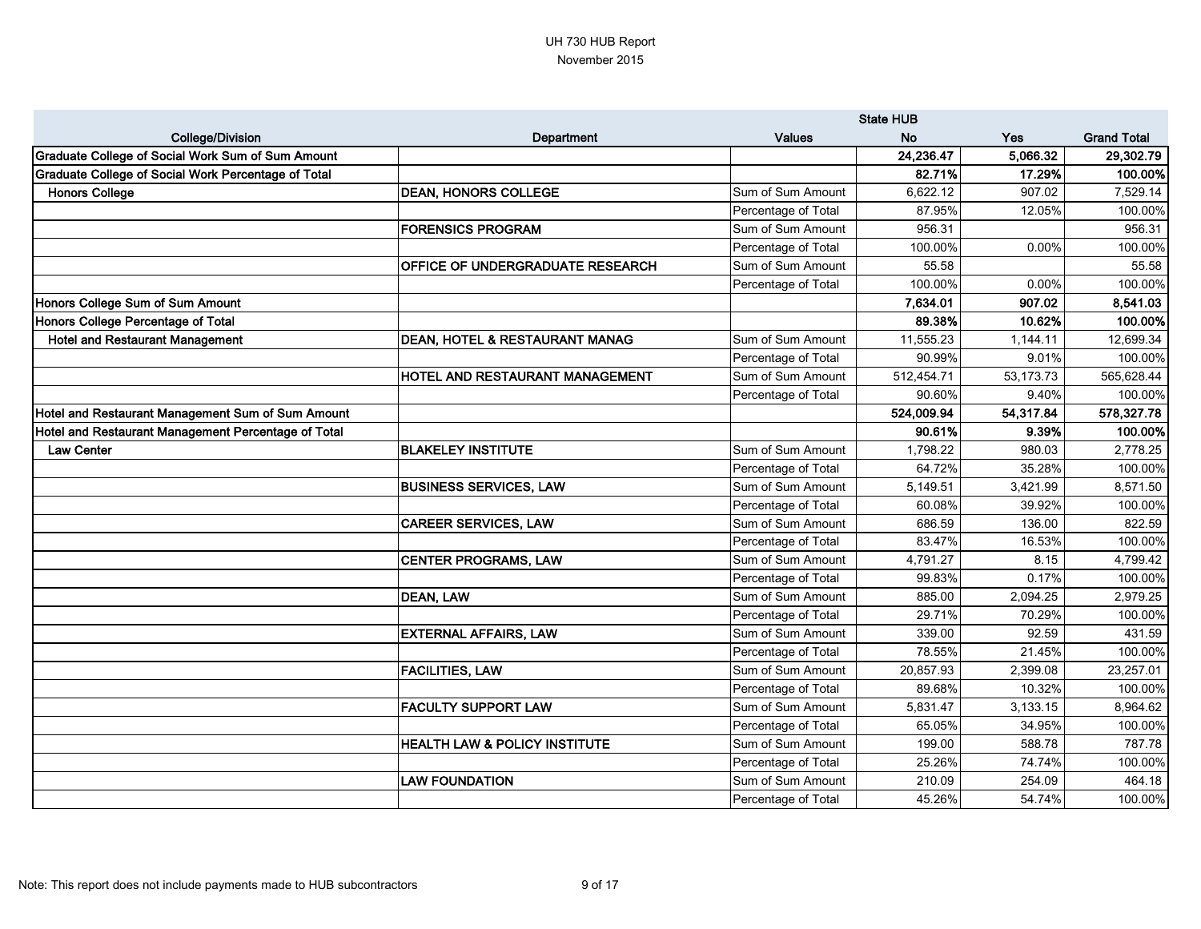UH 730 HUB Report

November 2015

| College/Division | Department | Values | State HUB No | Yes | Grand Total |
|---|---|---|---|---|---|
| **Graduate College of Social Work Sum of Sum Amount** | | | **24,236.47** | **5,066.32** | **29,302.79** |
| **Graduate College of Social Work Percentage of Total** | | | **82.71%** | **17.29%** | **100.00%** |
| **Honors College** | **DEAN, HONORS COLLEGE** | Sum of Sum Amount | 6,622.12 | 907.02 | 7,529.14 |
| | | Percentage of Total | 87.95% | 12.05% | 100.00% |
| | **FORENSICS PROGRAM** | Sum of Sum Amount | 956.31 | | 956.31 |
| | | Percentage of Total | 100.00% | 0.00% | 100.00% |
| | **OFFICE OF UNDERGRADUATE RESEARCH** | Sum of Sum Amount | 55.58 | | 55.58 |
| | | Percentage of Total | 100.00% | 0.00% | 100.00% |
| **Honors College Sum of Sum Amount** | | | **7,634.01** | **907.02** | **8,541.03** |
| **Honors College Percentage of Total** | | | **89.38%** | **10.62%** | **100.00%** |
| **Hotel and Restaurant Management** | **DEAN, HOTEL & RESTAURANT MANAG** | Sum of Sum Amount | 11,555.23 | 1,144.11 | 12,699.34 |
| | | Percentage of Total | 90.99% | 9.01% | 100.00% |
| | **HOTEL AND RESTAURANT MANAGEMENT** | Sum of Sum Amount | 512,454.71 | 53,173.73 | 565,628.44 |
| | | Percentage of Total | 90.60% | 9.40% | 100.00% |
| **Hotel and Restaurant Management Sum of Sum Amount** | | | **524,009.94** | **54,317.84** | **578,327.78** |
| **Hotel and Restaurant Management Percentage of Total** | | | **90.61%** | **9.39%** | **100.00%** |
| **Law Center** | **BLAKELEY INSTITUTE** | Sum of Sum Amount | 1,798.22 | 980.03 | 2,778.25 |
| | | Percentage of Total | 64.72% | 35.28% | 100.00% |
| | **BUSINESS SERVICES, LAW** | Sum of Sum Amount | 5,149.51 | 3,421.99 | 8,571.50 |
| | | Percentage of Total | 60.08% | 39.92% | 100.00% |
| | **CAREER SERVICES, LAW** | Sum of Sum Amount | 686.59 | 136.00 | 822.59 |
| | | Percentage of Total | 83.47% | 16.53% | 100.00% |
| | **CENTER PROGRAMS, LAW** | Sum of Sum Amount | 4,791.27 | 8.15 | 4,799.42 |
| | | Percentage of Total | 99.83% | 0.17% | 100.00% |
| | **DEAN, LAW** | Sum of Sum Amount | 885.00 | 2,094.25 | 2,979.25 |
| | | Percentage of Total | 29.71% | 70.29% | 100.00% |
| | **EXTERNAL AFFAIRS, LAW** | Sum of Sum Amount | 339.00 | 92.59 | 431.59 |
| | | Percentage of Total | 78.55% | 21.45% | 100.00% |
| | **FACILITIES, LAW** | Sum of Sum Amount | 20,857.93 | 2,399.08 | 23,257.01 |
| | | Percentage of Total | 89.68% | 10.32% | 100.00% |
| | **FACULTY SUPPORT LAW** | Sum of Sum Amount | 5,831.47 | 3,133.15 | 8,964.62 |
| | | Percentage of Total | 65.05% | 34.95% | 100.00% |
| | **HEALTH LAW & POLICY INSTITUTE** | Sum of Sum Amount | 199.00 | 588.78 | 787.78 |
| | | Percentage of Total | 25.26% | 74.74% | 100.00% |
| | **LAW FOUNDATION** | Sum of Sum Amount | 210.09 | 254.09 | 464.18 |
| | | Percentage of Total | 45.26% | 54.74% | 100.00% |

Note: This report does not include payments made to HUB subcontractors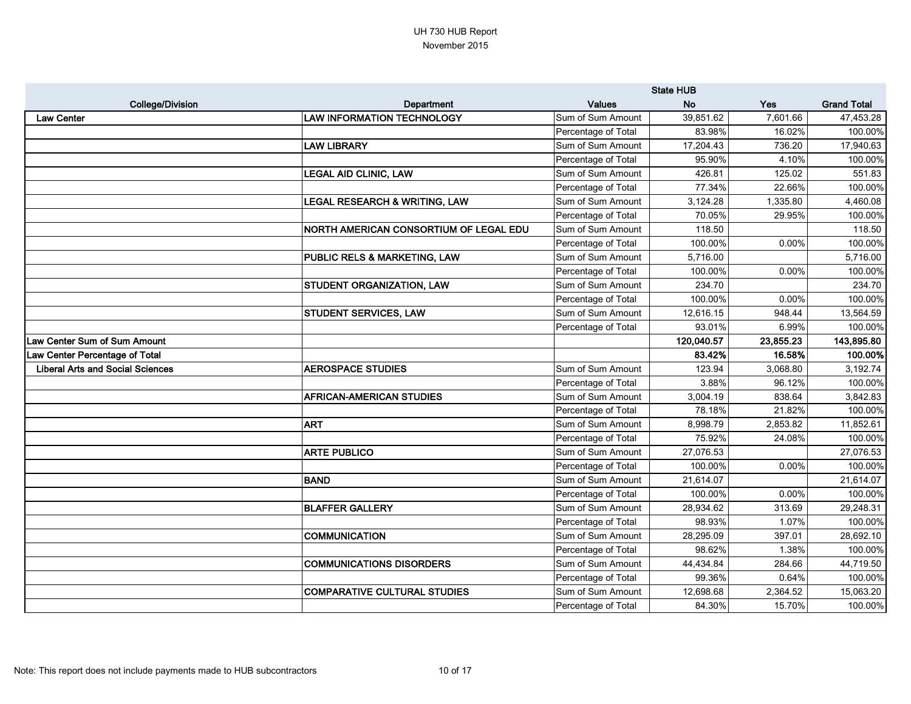UH 730 HUB Report
November 2015

| College/Division | Department | Values | State HUB No | Yes | Grand Total |
|---|---|---|---|---|---|
| Law Center | LAW INFORMATION TECHNOLOGY | Sum of Sum Amount | 39,851.62 | 7,601.66 | 47,453.28 |
| | | Percentage of Total | 83.98% | 16.02% | 100.00% |
| | LAW LIBRARY | Sum of Sum Amount | 17,204.43 | 736.20 | 17,940.63 |
| | | Percentage of Total | 95.90% | 4.10% | 100.00% |
| | LEGAL AID CLINIC, LAW | Sum of Sum Amount | 426.81 | 125.02 | 551.83 |
| | | Percentage of Total | 77.34% | 22.66% | 100.00% |
| | LEGAL RESEARCH & WRITING, LAW | Sum of Sum Amount | 3,124.28 | 1,335.80 | 4,460.08 |
| | | Percentage of Total | 70.05% | 29.95% | 100.00% |
| | NORTH AMERICAN CONSORTIUM OF LEGAL EDU | Sum of Sum Amount | 118.50 | | 118.50 |
| | | Percentage of Total | 100.00% | 0.00% | 100.00% |
| | PUBLIC RELS & MARKETING, LAW | Sum of Sum Amount | 5,716.00 | | 5,716.00 |
| | | Percentage of Total | 100.00% | 0.00% | 100.00% |
| | STUDENT ORGANIZATION, LAW | Sum of Sum Amount | 234.70 | | 234.70 |
| | | Percentage of Total | 100.00% | 0.00% | 100.00% |
| | STUDENT SERVICES, LAW | Sum of Sum Amount | 12,616.15 | 948.44 | 13,564.59 |
| | | Percentage of Total | 93.01% | 6.99% | 100.00% |
| **Law Center Sum of Sum Amount** | | | **120,040.57** | **23,855.23** | **143,895.80** |
| **Law Center Percentage of Total** | | | **83.42%** | **16.58%** | **100.00%** |
| Liberal Arts and Social Sciences | AEROSPACE STUDIES | Sum of Sum Amount | 123.94 | 3,068.80 | 3,192.74 |
| | | Percentage of Total | 3.88% | 96.12% | 100.00% |
| | AFRICAN-AMERICAN STUDIES | Sum of Sum Amount | 3,004.19 | 838.64 | 3,842.83 |
| | | Percentage of Total | 78.18% | 21.82% | 100.00% |
| | ART | Sum of Sum Amount | 8,998.79 | 2,853.82 | 11,852.61 |
| | | Percentage of Total | 75.92% | 24.08% | 100.00% |
| | ARTE PUBLICO | Sum of Sum Amount | 27,076.53 | | 27,076.53 |
| | | Percentage of Total | 100.00% | 0.00% | 100.00% |
| | BAND | Sum of Sum Amount | 21,614.07 | | 21,614.07 |
| | | Percentage of Total | 100.00% | 0.00% | 100.00% |
| | BLAFFER GALLERY | Sum of Sum Amount | 28,934.62 | 313.69 | 29,248.31 |
| | | Percentage of Total | 98.93% | 1.07% | 100.00% |
| | COMMUNICATION | Sum of Sum Amount | 28,295.09 | 397.01 | 28,692.10 |
| | | Percentage of Total | 98.62% | 1.38% | 100.00% |
| | COMMUNICATIONS DISORDERS | Sum of Sum Amount | 44,434.84 | 284.66 | 44,719.50 |
| | | Percentage of Total | 99.36% | 0.64% | 100.00% |
| | COMPARATIVE CULTURAL STUDIES | Sum of Sum Amount | 12,698.68 | 2,364.52 | 15,063.20 |
| | | Percentage of Total | 84.30% | 15.70% | 100.00% |

Note: This report does not include payments made to HUB subcontractors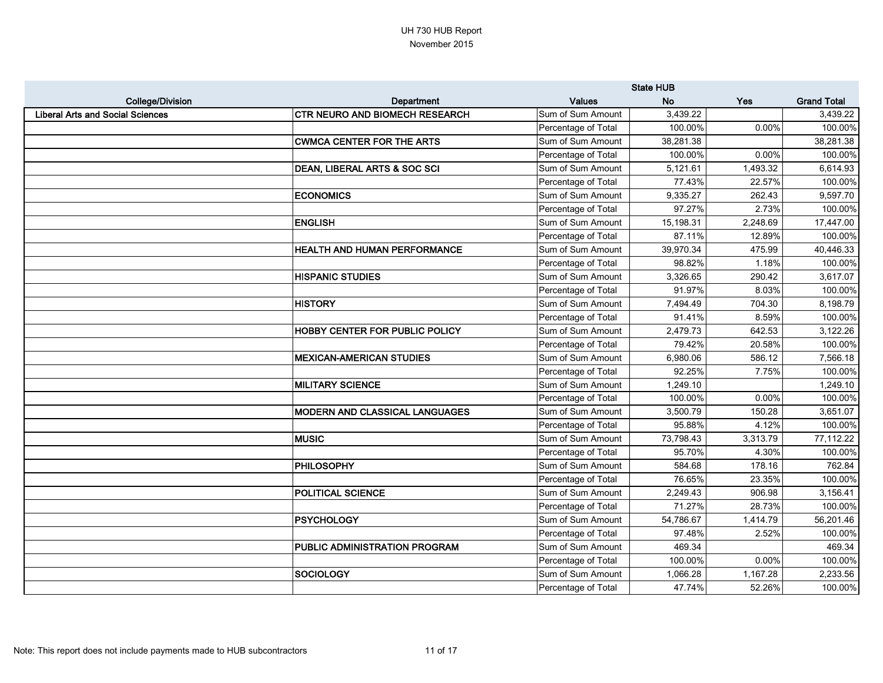UH 730 HUB Report
November 2015

| College/Division | Department | Values | State HUB No | Yes | Grand Total |
|---|---|---|---|---|---|
| **Liberal Arts and Social Sciences** | **CTR NEURO AND BIOMECH RESEARCH** | Sum of Sum Amount | 3,439.22 | | 3,439.22 |
| | | Percentage of Total | 100.00% | 0.00% | 100.00% |
| | **CWMCA CENTER FOR THE ARTS** | Sum of Sum Amount | 38,281.38 | | 38,281.38 |
| | | Percentage of Total | 100.00% | 0.00% | 100.00% |
| | **DEAN, LIBERAL ARTS & SOC SCI** | Sum of Sum Amount | 5,121.61 | 1,493.32 | 6,614.93 |
| | | Percentage of Total | 77.43% | 22.57% | 100.00% |
| | **ECONOMICS** | Sum of Sum Amount | 9,335.27 | 262.43 | 9,597.70 |
| | | Percentage of Total | 97.27% | 2.73% | 100.00% |
| | **ENGLISH** | Sum of Sum Amount | 15,198.31 | 2,248.69 | 17,447.00 |
| | | Percentage of Total | 87.11% | 12.89% | 100.00% |
| | **HEALTH AND HUMAN PERFORMANCE** | Sum of Sum Amount | 39,970.34 | 475.99 | 40,446.33 |
| | | Percentage of Total | 98.82% | 1.18% | 100.00% |
| | **HISPANIC STUDIES** | Sum of Sum Amount | 3,326.65 | 290.42 | 3,617.07 |
| | | Percentage of Total | 91.97% | 8.03% | 100.00% |
| | **HISTORY** | Sum of Sum Amount | 7,494.49 | 704.30 | 8,198.79 |
| | | Percentage of Total | 91.41% | 8.59% | 100.00% |
| | **HOBBY CENTER FOR PUBLIC POLICY** | Sum of Sum Amount | 2,479.73 | 642.53 | 3,122.26 |
| | | Percentage of Total | 79.42% | 20.58% | 100.00% |
| | **MEXICAN-AMERICAN STUDIES** | Sum of Sum Amount | 6,980.06 | 586.12 | 7,566.18 |
| | | Percentage of Total | 92.25% | 7.75% | 100.00% |
| | **MILITARY SCIENCE** | Sum of Sum Amount | 1,249.10 | | 1,249.10 |
| | | Percentage of Total | 100.00% | 0.00% | 100.00% |
| | **MODERN AND CLASSICAL LANGUAGES** | Sum of Sum Amount | 3,500.79 | 150.28 | 3,651.07 |
| | | Percentage of Total | 95.88% | 4.12% | 100.00% |
| | **MUSIC** | Sum of Sum Amount | 73,798.43 | 3,313.79 | 77,112.22 |
| | | Percentage of Total | 95.70% | 4.30% | 100.00% |
| | **PHILOSOPHY** | Sum of Sum Amount | 584.68 | 178.16 | 762.84 |
| | | Percentage of Total | 76.65% | 23.35% | 100.00% |
| | **POLITICAL SCIENCE** | Sum of Sum Amount | 2,249.43 | 906.98 | 3,156.41 |
| | | Percentage of Total | 71.27% | 28.73% | 100.00% |
| | **PSYCHOLOGY** | Sum of Sum Amount | 54,786.67 | 1,414.79 | 56,201.46 |
| | | Percentage of Total | 97.48% | 2.52% | 100.00% |
| | **PUBLIC ADMINISTRATION PROGRAM** | Sum of Sum Amount | 469.34 | | 469.34 |
| | | Percentage of Total | 100.00% | 0.00% | 100.00% |
| | **SOCIOLOGY** | Sum of Sum Amount | 1,066.28 | 1,167.28 | 2,233.56 |
| | | Percentage of Total | 47.74% | 52.26% | 100.00% |

Note: This report does not include payments made to HUB subcontractors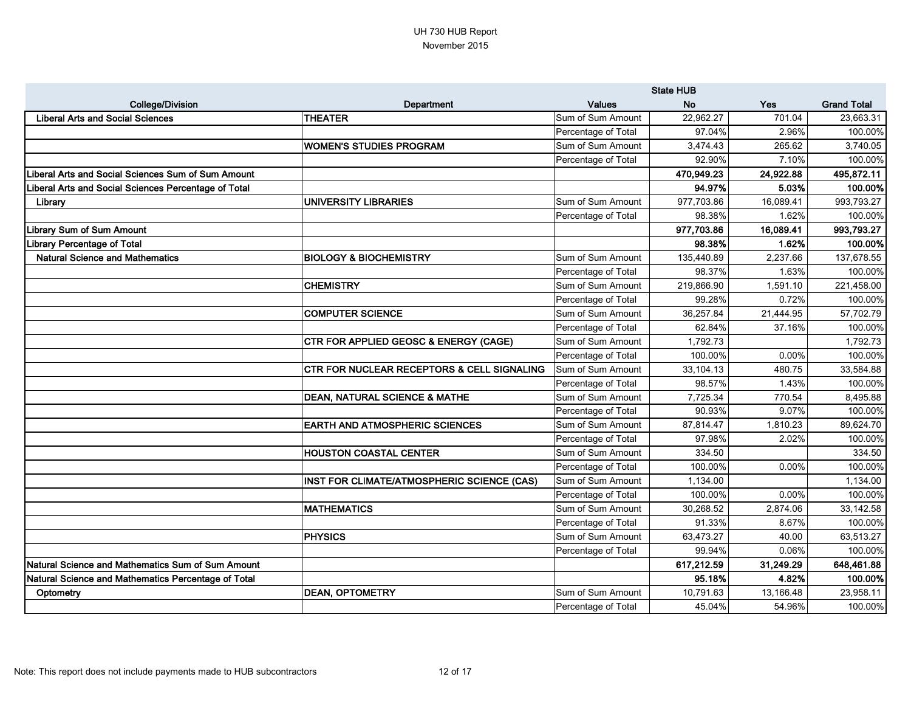UH 730 HUB Report
November 2015

| College/Division | Department | Values | State HUB No | Yes | Grand Total |
|---|---|---|---|---|---|
| Liberal Arts and Social Sciences | THEATER | Sum of Sum Amount | 22,962.27 | 701.04 | 23,663.31 |
| | | Percentage of Total | 97.04% | 2.96% | 100.00% |
| | WOMEN'S STUDIES PROGRAM | Sum of Sum Amount | 3,474.43 | 265.62 | 3,740.05 |
| | | Percentage of Total | 92.90% | 7.10% | 100.00% |
| **Liberal Arts and Social Sciences Sum of Sum Amount** | | | **470,949.23** | **24,922.88** | **495,872.11** |
| **Liberal Arts and Social Sciences Percentage of Total** | | | **94.97%** | **5.03%** | **100.00%** |
| Library | UNIVERSITY LIBRARIES | Sum of Sum Amount | 977,703.86 | 16,089.41 | 993,793.27 |
| | | Percentage of Total | 98.38% | 1.62% | 100.00% |
| **Library Sum of Sum Amount** | | | **977,703.86** | **16,089.41** | **993,793.27** |
| **Library Percentage of Total** | | | **98.38%** | **1.62%** | **100.00%** |
| Natural Science and Mathematics | BIOLOGY & BIOCHEMISTRY | Sum of Sum Amount | 135,440.89 | 2,237.66 | 137,678.55 |
| | | Percentage of Total | 98.37% | 1.63% | 100.00% |
| | CHEMISTRY | Sum of Sum Amount | 219,866.90 | 1,591.10 | 221,458.00 |
| | | Percentage of Total | 99.28% | 0.72% | 100.00% |
| | COMPUTER SCIENCE | Sum of Sum Amount | 36,257.84 | 21,444.95 | 57,702.79 |
| | | Percentage of Total | 62.84% | 37.16% | 100.00% |
| | CTR FOR APPLIED GEOSC & ENERGY (CAGE) | Sum of Sum Amount | 1,792.73 | | 1,792.73 |
| | | Percentage of Total | 100.00% | 0.00% | 100.00% |
| | CTR FOR NUCLEAR RECEPTORS & CELL SIGNALING | Sum of Sum Amount | 33,104.13 | 480.75 | 33,584.88 |
| | | Percentage of Total | 98.57% | 1.43% | 100.00% |
| | DEAN, NATURAL SCIENCE & MATHE | Sum of Sum Amount | 7,725.34 | 770.54 | 8,495.88 |
| | | Percentage of Total | 90.93% | 9.07% | 100.00% |
| | EARTH AND ATMOSPHERIC SCIENCES | Sum of Sum Amount | 87,814.47 | 1,810.23 | 89,624.70 |
| | | Percentage of Total | 97.98% | 2.02% | 100.00% |
| | HOUSTON COASTAL CENTER | Sum of Sum Amount | 334.50 | | 334.50 |
| | | Percentage of Total | 100.00% | 0.00% | 100.00% |
| | INST FOR CLIMATE/ATMOSPHERIC SCIENCE (CAS) | Sum of Sum Amount | 1,134.00 | | 1,134.00 |
| | | Percentage of Total | 100.00% | 0.00% | 100.00% |
| | MATHEMATICS | Sum of Sum Amount | 30,268.52 | 2,874.06 | 33,142.58 |
| | | Percentage of Total | 91.33% | 8.67% | 100.00% |
| | PHYSICS | Sum of Sum Amount | 63,473.27 | 40.00 | 63,513.27 |
| | | Percentage of Total | 99.94% | 0.06% | 100.00% |
| **Natural Science and Mathematics Sum of Sum Amount** | | | **617,212.59** | **31,249.29** | **648,461.88** |
| **Natural Science and Mathematics Percentage of Total** | | | **95.18%** | **4.82%** | **100.00%** |
| Optometry | DEAN, OPTOMETRY | Sum of Sum Amount | 10,791.63 | 13,166.48 | 23,958.11 |
| | | Percentage of Total | 45.04% | 54.96% | 100.00% |

Note: This report does not include payments made to HUB subcontractors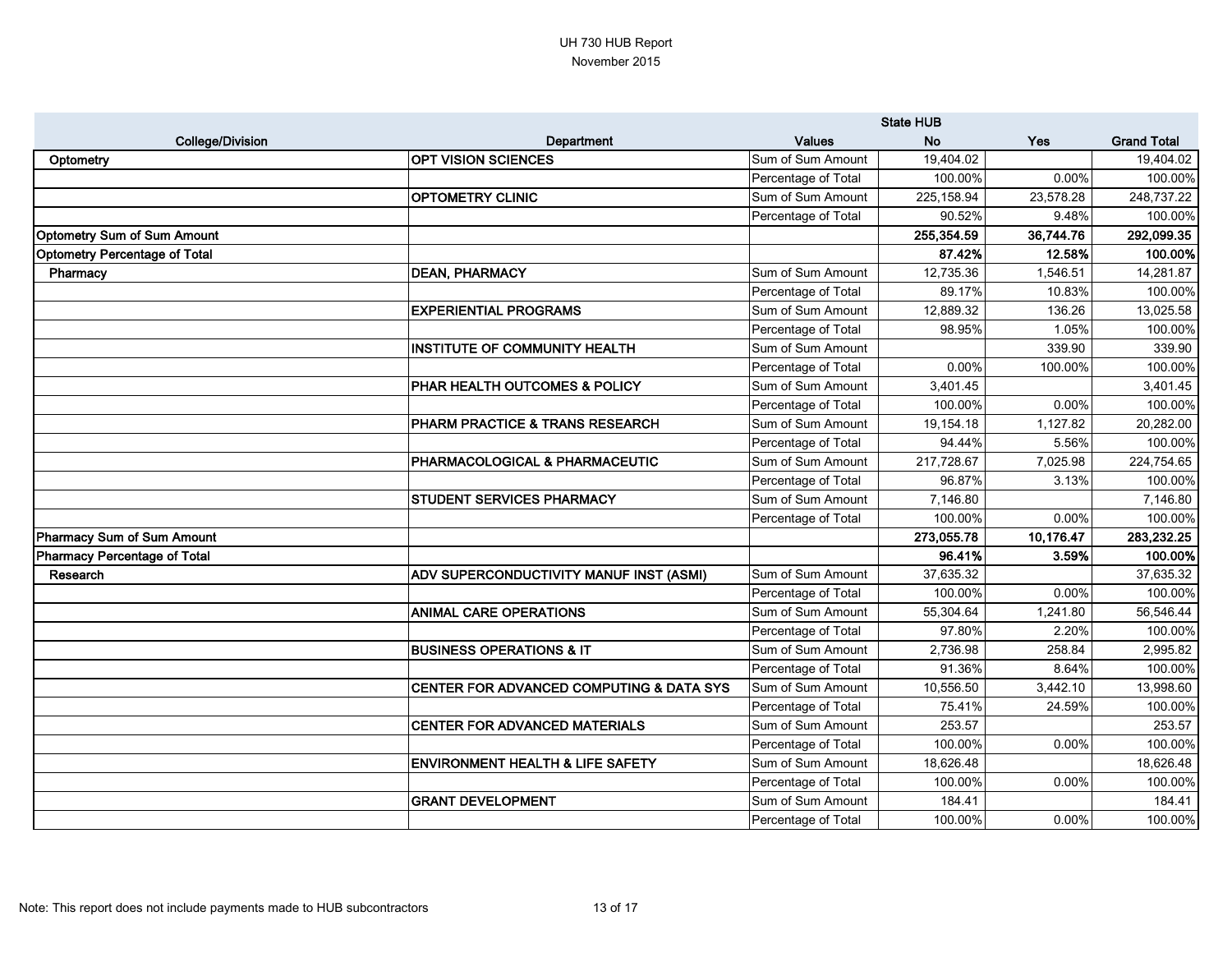UH 730 HUB Report
November 2015

| College/Division | Department | Values | State HUB No | Yes | Grand Total |
|---|---|---|---|---|---|
| **Optometry** | **OPT VISION SCIENCES** | Sum of Sum Amount | 19,404.02 | | 19,404.02 |
| | | Percentage of Total | 100.00% | 0.00% | 100.00% |
| | **OPTOMETRY CLINIC** | Sum of Sum Amount | 225,158.94 | 23,578.28 | 248,737.22 |
| | | Percentage of Total | 90.52% | 9.48% | 100.00% |
| **Optometry Sum of Sum Amount** | | | **255,354.59** | **36,744.76** | **292,099.35** |
| **Optometry Percentage of Total** | | | **87.42%** | **12.58%** | **100.00%** |
| **Pharmacy** | **DEAN, PHARMACY** | Sum of Sum Amount | 12,735.36 | 1,546.51 | 14,281.87 |
| | | Percentage of Total | 89.17% | 10.83% | 100.00% |
| | **EXPERIENTIAL PROGRAMS** | Sum of Sum Amount | 12,889.32 | 136.26 | 13,025.58 |
| | | Percentage of Total | 98.95% | 1.05% | 100.00% |
| | **INSTITUTE OF COMMUNITY HEALTH** | Sum of Sum Amount | | 339.90 | 339.90 |
| | | Percentage of Total | 0.00% | 100.00% | 100.00% |
| | **PHAR HEALTH OUTCOMES & POLICY** | Sum of Sum Amount | 3,401.45 | | 3,401.45 |
| | | Percentage of Total | 100.00% | 0.00% | 100.00% |
| | **PHARM PRACTICE & TRANS RESEARCH** | Sum of Sum Amount | 19,154.18 | 1,127.82 | 20,282.00 |
| | | Percentage of Total | 94.44% | 5.56% | 100.00% |
| | **PHARMACOLOGICAL & PHARMACEUTIC** | Sum of Sum Amount | 217,728.67 | 7,025.98 | 224,754.65 |
| | | Percentage of Total | 96.87% | 3.13% | 100.00% |
| | **STUDENT SERVICES PHARMACY** | Sum of Sum Amount | 7,146.80 | | 7,146.80 |
| | | Percentage of Total | 100.00% | 0.00% | 100.00% |
| **Pharmacy Sum of Sum Amount** | | | **273,055.78** | **10,176.47** | **283,232.25** |
| **Pharmacy Percentage of Total** | | | **96.41%** | **3.59%** | **100.00%** |
| **Research** | **ADV SUPERCONDUCTIVITY MANUF INST (ASMI)** | Sum of Sum Amount | 37,635.32 | | 37,635.32 |
| | | Percentage of Total | 100.00% | 0.00% | 100.00% |
| | **ANIMAL CARE OPERATIONS** | Sum of Sum Amount | 55,304.64 | 1,241.80 | 56,546.44 |
| | | Percentage of Total | 97.80% | 2.20% | 100.00% |
| | **BUSINESS OPERATIONS & IT** | Sum of Sum Amount | 2,736.98 | 258.84 | 2,995.82 |
| | | Percentage of Total | 91.36% | 8.64% | 100.00% |
| | **CENTER FOR ADVANCED COMPUTING & DATA SYS** | Sum of Sum Amount | 10,556.50 | 3,442.10 | 13,998.60 |
| | | Percentage of Total | 75.41% | 24.59% | 100.00% |
| | **CENTER FOR ADVANCED MATERIALS** | Sum of Sum Amount | 253.57 | | 253.57 |
| | | Percentage of Total | 100.00% | 0.00% | 100.00% |
| | **ENVIRONMENT HEALTH & LIFE SAFETY** | Sum of Sum Amount | 18,626.48 | | 18,626.48 |
| | | Percentage of Total | 100.00% | 0.00% | 100.00% |
| | **GRANT DEVELOPMENT** | Sum of Sum Amount | 184.41 | | 184.41 |
| | | Percentage of Total | 100.00% | 0.00% | 100.00% |

Note: This report does not include payments made to HUB subcontractors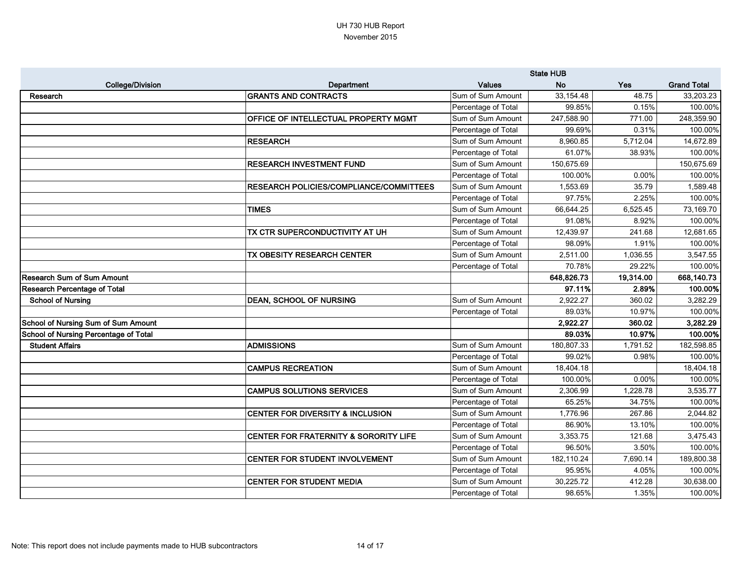# UH 730 HUB Report

November 2015

| College/Division | Department | Values | State HUB No | Yes | Grand Total |
|---|---|---|---|---|---|
| Research | GRANTS AND CONTRACTS | Sum of Sum Amount | 33,154.48 | 48.75 | 33,203.23 |
| | | Percentage of Total | 99.85% | 0.15% | 100.00% |
| | OFFICE OF INTELLECTUAL PROPERTY MGMT | Sum of Sum Amount | 247,588.90 | 771.00 | 248,359.90 |
| | | Percentage of Total | 99.69% | 0.31% | 100.00% |
| | RESEARCH | Sum of Sum Amount | 8,960.85 | 5,712.04 | 14,672.89 |
| | | Percentage of Total | 61.07% | 38.93% | 100.00% |
| | RESEARCH INVESTMENT FUND | Sum of Sum Amount | 150,675.69 | | 150,675.69 |
| | | Percentage of Total | 100.00% | 0.00% | 100.00% |
| | RESEARCH POLICIES/COMPLIANCE/COMMITTEES | Sum of Sum Amount | 1,553.69 | 35.79 | 1,589.48 |
| | | Percentage of Total | 97.75% | 2.25% | 100.00% |
| | TIMES | Sum of Sum Amount | 66,644.25 | 6,525.45 | 73,169.70 |
| | | Percentage of Total | 91.08% | 8.92% | 100.00% |
| | TX CTR SUPERCONDUCTIVITY AT UH | Sum of Sum Amount | 12,439.97 | 241.68 | 12,681.65 |
| | | Percentage of Total | 98.09% | 1.91% | 100.00% |
| | TX OBESITY RESEARCH CENTER | Sum of Sum Amount | 2,511.00 | 1,036.55 | 3,547.55 |
| | | Percentage of Total | 70.78% | 29.22% | 100.00% |
| **Research Sum of Sum Amount** | | | **648,826.73** | **19,314.00** | **668,140.73** |
| **Research Percentage of Total** | | | **97.11%** | **2.89%** | **100.00%** |
| School of Nursing | DEAN, SCHOOL OF NURSING | Sum of Sum Amount | 2,922.27 | 360.02 | 3,282.29 |
| | | Percentage of Total | 89.03% | 10.97% | 100.00% |
| **School of Nursing Sum of Sum Amount** | | | **2,922.27** | **360.02** | **3,282.29** |
| **School of Nursing Percentage of Total** | | | **89.03%** | **10.97%** | **100.00%** |
| Student Affairs | ADMISSIONS | Sum of Sum Amount | 180,807.33 | 1,791.52 | 182,598.85 |
| | | Percentage of Total | 99.02% | 0.98% | 100.00% |
| | CAMPUS RECREATION | Sum of Sum Amount | 18,404.18 | | 18,404.18 |
| | | Percentage of Total | 100.00% | 0.00% | 100.00% |
| | CAMPUS SOLUTIONS SERVICES | Sum of Sum Amount | 2,306.99 | 1,228.78 | 3,535.77 |
| | | Percentage of Total | 65.25% | 34.75% | 100.00% |
| | CENTER FOR DIVERSITY & INCLUSION | Sum of Sum Amount | 1,776.96 | 267.86 | 2,044.82 |
| | | Percentage of Total | 86.90% | 13.10% | 100.00% |
| | CENTER FOR FRATERNITY & SORORITY LIFE | Sum of Sum Amount | 3,353.75 | 121.68 | 3,475.43 |
| | | Percentage of Total | 96.50% | 3.50% | 100.00% |
| | CENTER FOR STUDENT INVOLVEMENT | Sum of Sum Amount | 182,110.24 | 7,690.14 | 189,800.38 |
| | | Percentage of Total | 95.95% | 4.05% | 100.00% |
| | CENTER FOR STUDENT MEDIA | Sum of Sum Amount | 30,225.72 | 412.28 | 30,638.00 |
| | | Percentage of Total | 98.65% | 1.35% | 100.00% |

Note: This report does not include payments made to HUB subcontractors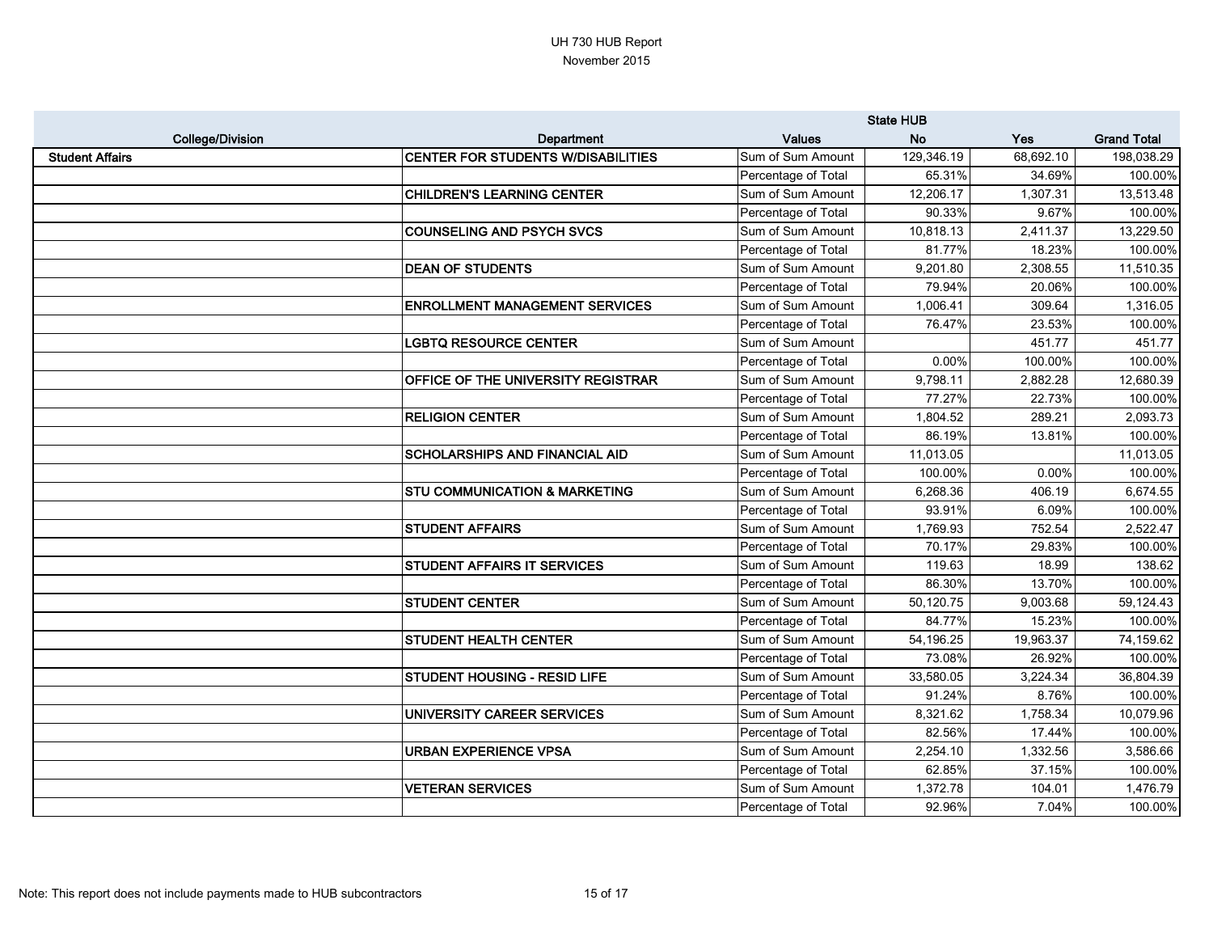UH 730 HUB Report
November 2015

| College/Division | Department | Values | State HUB No | Yes | Grand Total |
|---|---|---|---|---|---|
| **Student Affairs** | **CENTER FOR STUDENTS W/DISABILITIES** | Sum of Sum Amount | 129,346.19 | 68,692.10 | 198,038.29 |
| | | Percentage of Total | 65.31% | 34.69% | 100.00% |
| | **CHILDREN'S LEARNING CENTER** | Sum of Sum Amount | 12,206.17 | 1,307.31 | 13,513.48 |
| | | Percentage of Total | 90.33% | 9.67% | 100.00% |
| | **COUNSELING AND PSYCH SVCS** | Sum of Sum Amount | 10,818.13 | 2,411.37 | 13,229.50 |
| | | Percentage of Total | 81.77% | 18.23% | 100.00% |
| | **DEAN OF STUDENTS** | Sum of Sum Amount | 9,201.80 | 2,308.55 | 11,510.35 |
| | | Percentage of Total | 79.94% | 20.06% | 100.00% |
| | **ENROLLMENT MANAGEMENT SERVICES** | Sum of Sum Amount | 1,006.41 | 309.64 | 1,316.05 |
| | | Percentage of Total | 76.47% | 23.53% | 100.00% |
| | **LGBTQ RESOURCE CENTER** | Sum of Sum Amount | | 451.77 | 451.77 |
| | | Percentage of Total | 0.00% | 100.00% | 100.00% |
| | **OFFICE OF THE UNIVERSITY REGISTRAR** | Sum of Sum Amount | 9,798.11 | 2,882.28 | 12,680.39 |
| | | Percentage of Total | 77.27% | 22.73% | 100.00% |
| | **RELIGION CENTER** | Sum of Sum Amount | 1,804.52 | 289.21 | 2,093.73 |
| | | Percentage of Total | 86.19% | 13.81% | 100.00% |
| | **SCHOLARSHIPS AND FINANCIAL AID** | Sum of Sum Amount | 11,013.05 | | 11,013.05 |
| | | Percentage of Total | 100.00% | 0.00% | 100.00% |
| | **STU COMMUNICATION & MARKETING** | Sum of Sum Amount | 6,268.36 | 406.19 | 6,674.55 |
| | | Percentage of Total | 93.91% | 6.09% | 100.00% |
| | **STUDENT AFFAIRS** | Sum of Sum Amount | 1,769.93 | 752.54 | 2,522.47 |
| | | Percentage of Total | 70.17% | 29.83% | 100.00% |
| | **STUDENT AFFAIRS IT SERVICES** | Sum of Sum Amount | 119.63 | 18.99 | 138.62 |
| | | Percentage of Total | 86.30% | 13.70% | 100.00% |
| | **STUDENT CENTER** | Sum of Sum Amount | 50,120.75 | 9,003.68 | 59,124.43 |
| | | Percentage of Total | 84.77% | 15.23% | 100.00% |
| | **STUDENT HEALTH CENTER** | Sum of Sum Amount | 54,196.25 | 19,963.37 | 74,159.62 |
| | | Percentage of Total | 73.08% | 26.92% | 100.00% |
| | **STUDENT HOUSING - RESID LIFE** | Sum of Sum Amount | 33,580.05 | 3,224.34 | 36,804.39 |
| | | Percentage of Total | 91.24% | 8.76% | 100.00% |
| | **UNIVERSITY CAREER SERVICES** | Sum of Sum Amount | 8,321.62 | 1,758.34 | 10,079.96 |
| | | Percentage of Total | 82.56% | 17.44% | 100.00% |
| | **URBAN EXPERIENCE VPSA** | Sum of Sum Amount | 2,254.10 | 1,332.56 | 3,586.66 |
| | | Percentage of Total | 62.85% | 37.15% | 100.00% |
| | **VETERAN SERVICES** | Sum of Sum Amount | 1,372.78 | 104.01 | 1,476.79 |
| | | Percentage of Total | 92.96% | 7.04% | 100.00% |

Note: This report does not include payments made to HUB subcontractors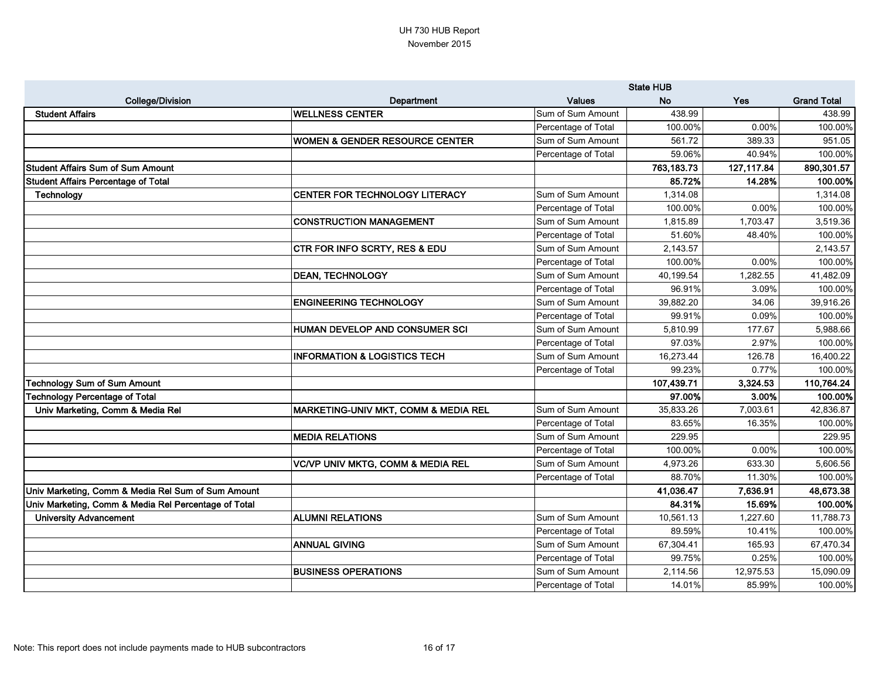UH 730 HUB Report
November 2015

| College/Division | Department | Values | State HUB No | Yes | Grand Total |
|---|---|---|---|---|---|
| **Student Affairs** | **WELLNESS CENTER** | Sum of Sum Amount | 438.99 | | 438.99 |
| | | Percentage of Total | 100.00% | 0.00% | 100.00% |
| | **WOMEN & GENDER RESOURCE CENTER** | Sum of Sum Amount | 561.72 | 389.33 | 951.05 |
| | | Percentage of Total | 59.06% | 40.94% | 100.00% |
| **Student Affairs Sum of Sum Amount** | | | **763,183.73** | **127,117.84** | **890,301.57** |
| **Student Affairs Percentage of Total** | | | **85.72%** | **14.28%** | **100.00%** |
| **Technology** | **CENTER FOR TECHNOLOGY LITERACY** | Sum of Sum Amount | 1,314.08 | | 1,314.08 |
| | | Percentage of Total | 100.00% | 0.00% | 100.00% |
| | **CONSTRUCTION MANAGEMENT** | Sum of Sum Amount | 1,815.89 | 1,703.47 | 3,519.36 |
| | | Percentage of Total | 51.60% | 48.40% | 100.00% |
| | **CTR FOR INFO SCRTY, RES & EDU** | Sum of Sum Amount | 2,143.57 | | 2,143.57 |
| | | Percentage of Total | 100.00% | 0.00% | 100.00% |
| | **DEAN, TECHNOLOGY** | Sum of Sum Amount | 40,199.54 | 1,282.55 | 41,482.09 |
| | | Percentage of Total | 96.91% | 3.09% | 100.00% |
| | **ENGINEERING TECHNOLOGY** | Sum of Sum Amount | 39,882.20 | 34.06 | 39,916.26 |
| | | Percentage of Total | 99.91% | 0.09% | 100.00% |
| | **HUMAN DEVELOP AND CONSUMER SCI** | Sum of Sum Amount | 5,810.99 | 177.67 | 5,988.66 |
| | | Percentage of Total | 97.03% | 2.97% | 100.00% |
| | **INFORMATION & LOGISTICS TECH** | Sum of Sum Amount | 16,273.44 | 126.78 | 16,400.22 |
| | | Percentage of Total | 99.23% | 0.77% | 100.00% |
| **Technology Sum of Sum Amount** | | | **107,439.71** | **3,324.53** | **110,764.24** |
| **Technology Percentage of Total** | | | **97.00%** | **3.00%** | **100.00%** |
| **Univ Marketing, Comm & Media Rel** | **MARKETING-UNIV MKT, COMM & MEDIA REL** | Sum of Sum Amount | 35,833.26 | 7,003.61 | 42,836.87 |
| | | Percentage of Total | 83.65% | 16.35% | 100.00% |
| | **MEDIA RELATIONS** | Sum of Sum Amount | 229.95 | | 229.95 |
| | | Percentage of Total | 100.00% | 0.00% | 100.00% |
| | **VC/VP UNIV MKTG, COMM & MEDIA REL** | Sum of Sum Amount | 4,973.26 | 633.30 | 5,606.56 |
| | | Percentage of Total | 88.70% | 11.30% | 100.00% |
| **Univ Marketing, Comm & Media Rel Sum of Sum Amount** | | | **41,036.47** | **7,636.91** | **48,673.38** |
| **Univ Marketing, Comm & Media Rel Percentage of Total** | | | **84.31%** | **15.69%** | **100.00%** |
| **University Advancement** | **ALUMNI RELATIONS** | Sum of Sum Amount | 10,561.13 | 1,227.60 | 11,788.73 |
| | | Percentage of Total | 89.59% | 10.41% | 100.00% |
| | **ANNUAL GIVING** | Sum of Sum Amount | 67,304.41 | 165.93 | 67,470.34 |
| | | Percentage of Total | 99.75% | 0.25% | 100.00% |
| | **BUSINESS OPERATIONS** | Sum of Sum Amount | 2,114.56 | 12,975.53 | 15,090.09 |
| | | Percentage of Total | 14.01% | 85.99% | 100.00% |

Note: This report does not include payments made to HUB subcontractors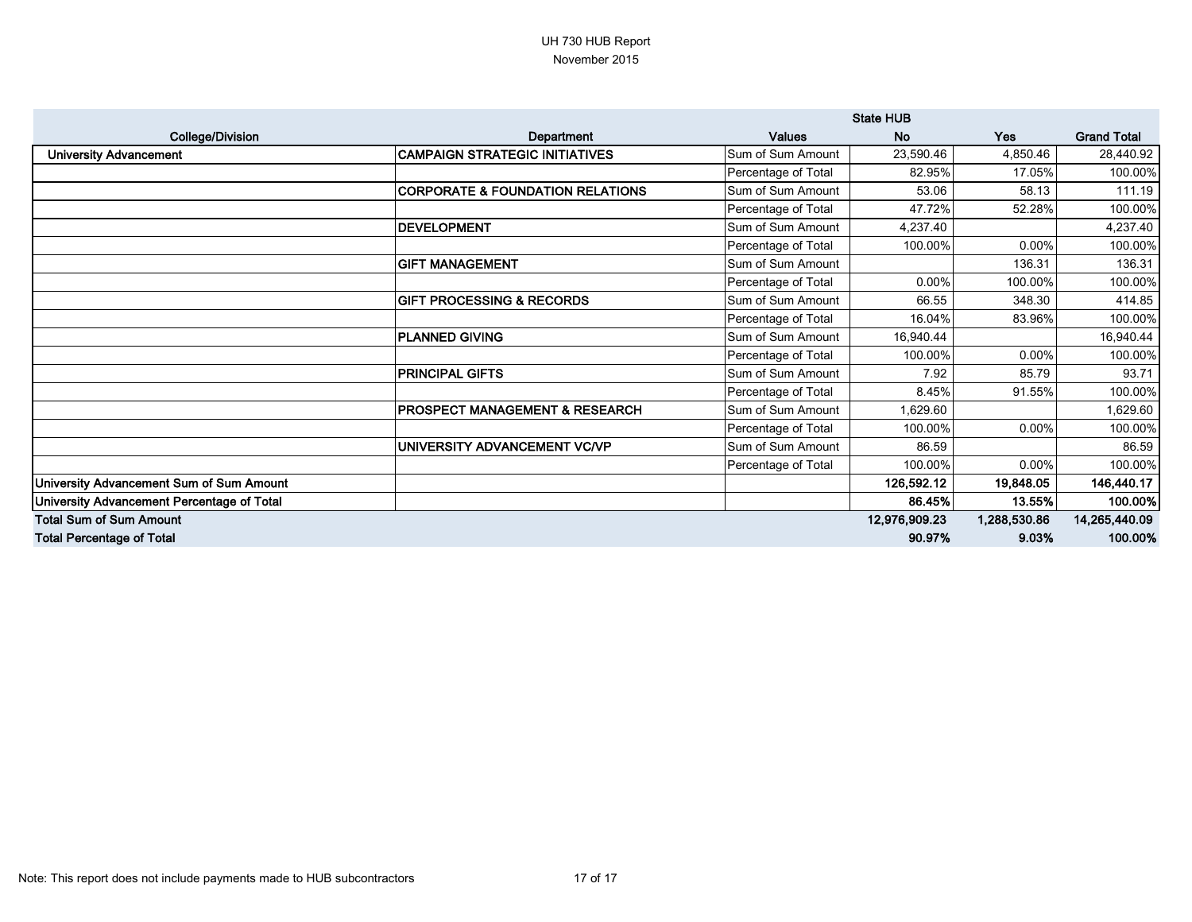UH 730 HUB Report
November 2015

| | | | State HUB | | |
|---|---|---|---|---|---|
| **College/Division** | **Department** | **Values** | **No** | **Yes** | **Grand Total** |
| **University Advancement** | **CAMPAIGN STRATEGIC INITIATIVES** | Sum of Sum Amount | 23,590.46 | 4,850.46 | 28,440.92 |
| | | Percentage of Total | 82.95% | 17.05% | 100.00% |
| | **CORPORATE & FOUNDATION RELATIONS** | Sum of Sum Amount | 53.06 | 58.13 | 111.19 |
| | | Percentage of Total | 47.72% | 52.28% | 100.00% |
| | **DEVELOPMENT** | Sum of Sum Amount | 4,237.40 | | 4,237.40 |
| | | Percentage of Total | 100.00% | 0.00% | 100.00% |
| | **GIFT MANAGEMENT** | Sum of Sum Amount | | 136.31 | 136.31 |
| | | Percentage of Total | 0.00% | 100.00% | 100.00% |
| | **GIFT PROCESSING & RECORDS** | Sum of Sum Amount | 66.55 | 348.30 | 414.85 |
| | | Percentage of Total | 16.04% | 83.96% | 100.00% |
| | **PLANNED GIVING** | Sum of Sum Amount | 16,940.44 | | 16,940.44 |
| | | Percentage of Total | 100.00% | 0.00% | 100.00% |
| | **PRINCIPAL GIFTS** | Sum of Sum Amount | 7.92 | 85.79 | 93.71 |
| | | Percentage of Total | 8.45% | 91.55% | 100.00% |
| | **PROSPECT MANAGEMENT & RESEARCH** | Sum of Sum Amount | 1,629.60 | | 1,629.60 |
| | | Percentage of Total | 100.00% | 0.00% | 100.00% |
| | **UNIVERSITY ADVANCEMENT VC/VP** | Sum of Sum Amount | 86.59 | | 86.59 |
| | | Percentage of Total | 100.00% | 0.00% | 100.00% |
| **University Advancement Sum of Sum Amount** | | | **126,592.12** | **19,848.05** | **146,440.17** |
| **University Advancement Percentage of Total** | | | **86.45%** | **13.55%** | **100.00%** |
| **Total Sum of Sum Amount** | | | **12,976,909.23** | **1,288,530.86** | **14,265,440.09** |
| **Total Percentage of Total** | | | **90.97%** | **9.03%** | **100.00%** |

Note: This report does not include payments made to HUB subcontractors